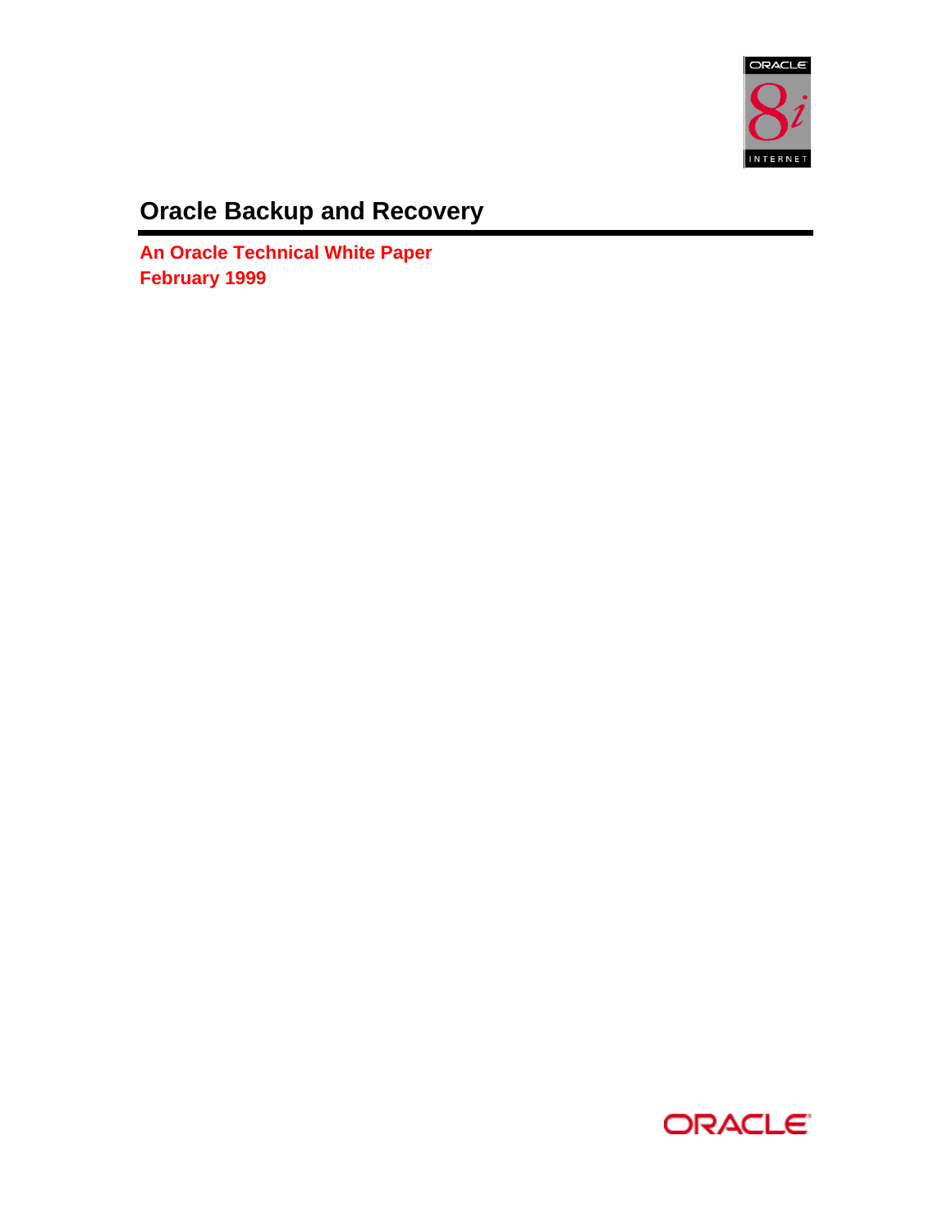# Oracle Backup and Recovery

**An Oracle Technical White Paper**
**February 1999**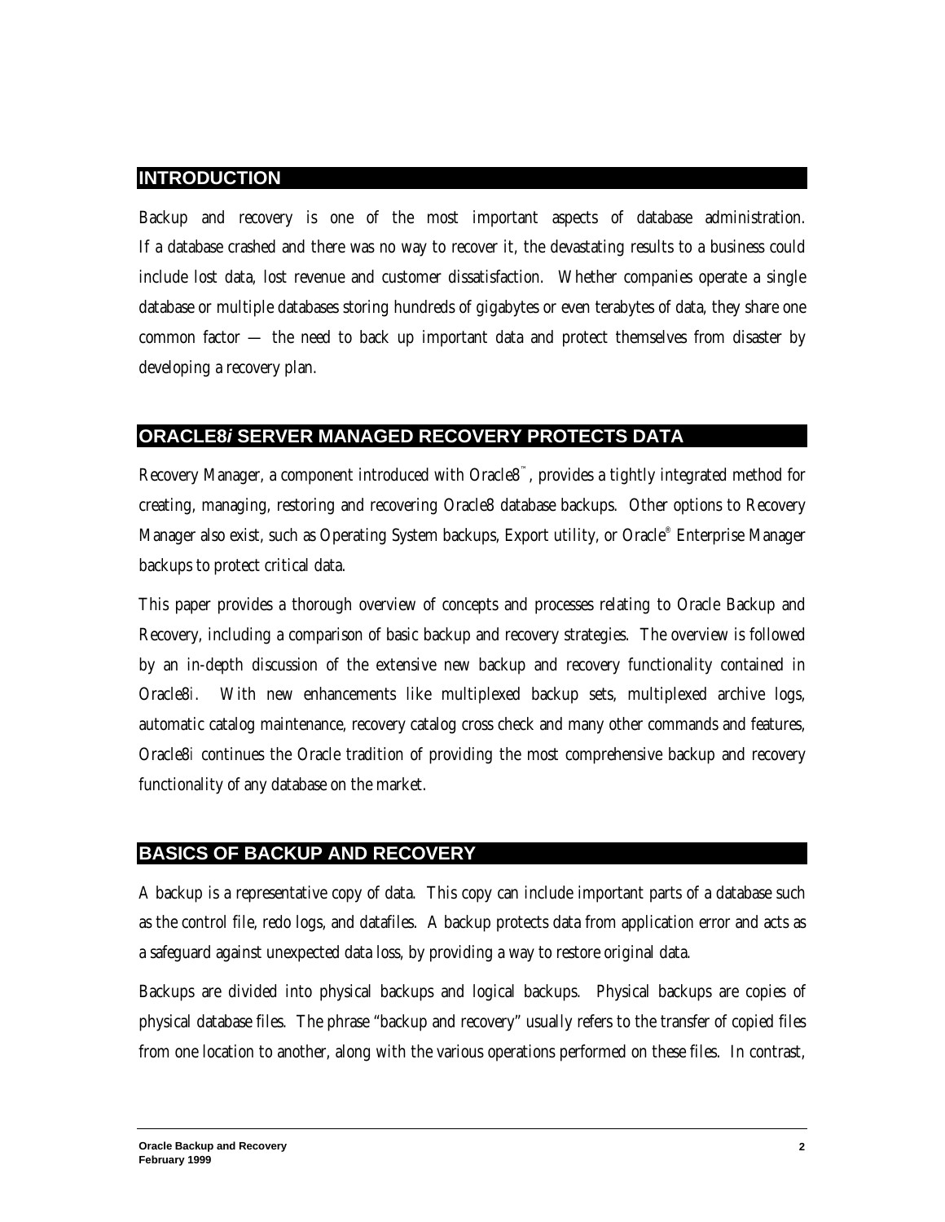## INTRODUCTION

Backup and recovery is one of the most important aspects of database administration. If a database crashed and there was no way to recover it, the devastating results to a business could include lost data, lost revenue and customer dissatisfaction. Whether companies operate a single database or multiple databases storing hundreds of gigabytes or even terabytes of data, they share one common factor — the need to back up important data and protect themselves from disaster by developing a recovery plan.

## ORACLE8*i* SERVER MANAGED RECOVERY PROTECTS DATA

Recovery Manager, a component introduced with Oracle8™, provides a tightly integrated method for creating, managing, restoring and recovering Oracle8 database backups. Other options to Recovery Manager also exist, such as Operating System backups, Export utility, or Oracle® Enterprise Manager backups to protect critical data.

This paper provides a thorough overview of concepts and processes relating to Oracle Backup and Recovery, including a comparison of basic backup and recovery strategies. The overview is followed by an in-depth discussion of the extensive new backup and recovery functionality contained in Oracle8*i*. With new enhancements like multiplexed backup sets, multiplexed archive logs, automatic catalog maintenance, recovery catalog cross check and many other commands and features, Oracle8*i* continues the Oracle tradition of providing the most comprehensive backup and recovery functionality of any database on the market.

## BASICS OF BACKUP AND RECOVERY

A backup is a representative copy of data. This copy can include important parts of a database such as the control file, redo logs, and datafiles. A backup protects data from application error and acts as a safeguard against unexpected data loss, by providing a way to restore original data.

Backups are divided into physical backups and logical backups. Physical backups are copies of physical database files. The phrase "backup and recovery" usually refers to the transfer of copied files from one location to another, along with the various operations performed on these files. In contrast,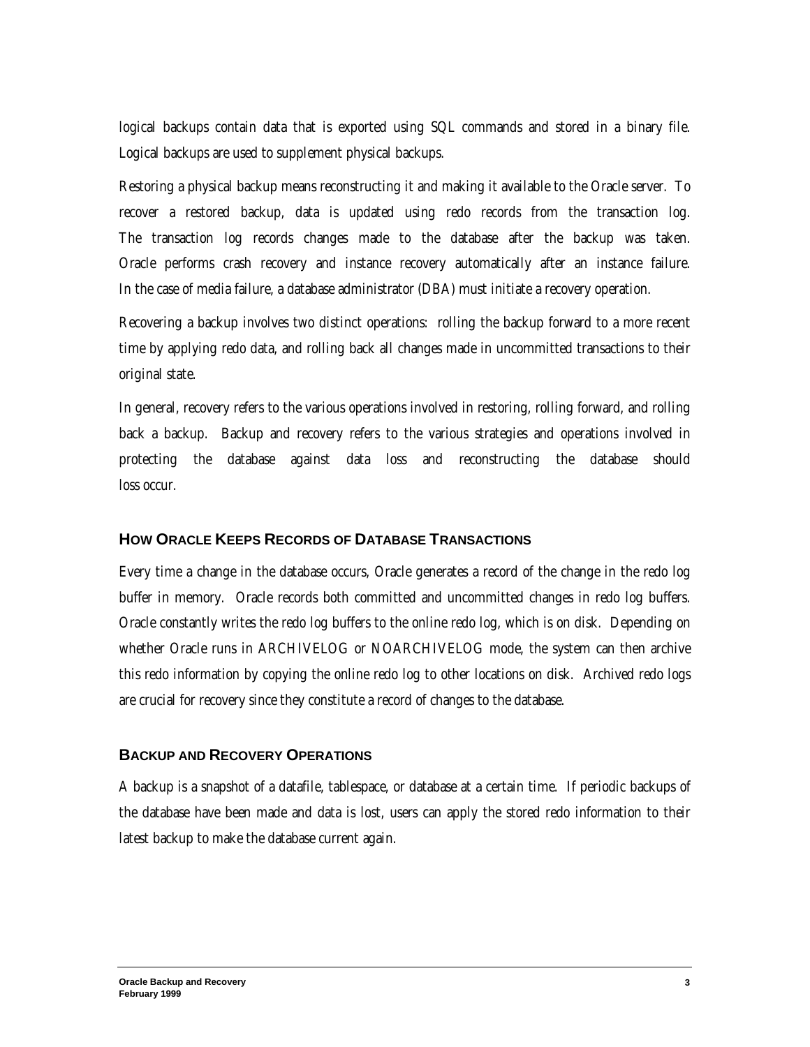logical backups contain data that is exported using SQL commands and stored in a binary file. Logical backups are used to supplement physical backups.

Restoring a physical backup means reconstructing it and making it available to the Oracle server. To recover a restored backup, data is updated using redo records from the transaction log. The transaction log records changes made to the database after the backup was taken. Oracle performs crash recovery and instance recovery automatically after an instance failure. In the case of media failure, a database administrator (DBA) must initiate a recovery operation.

Recovering a backup involves two distinct operations: rolling the backup forward to a more recent time by applying redo data, and rolling back all changes made in uncommitted transactions to their original state.

In general, recovery refers to the various operations involved in restoring, rolling forward, and rolling back a backup. Backup and recovery refers to the various strategies and operations involved in protecting the database against data loss and reconstructing the database should loss occur.

## How Oracle Keeps Records of Database Transactions

Every time a change in the database occurs, Oracle generates a record of the change in the redo log buffer in memory. Oracle records both committed and uncommitted changes in redo log buffers. Oracle constantly writes the redo log buffers to the online redo log, which is on disk. Depending on whether Oracle runs in ARCHIVELOG or NOARCHIVELOG mode, the system can then archive this redo information by copying the online redo log to other locations on disk. Archived redo logs are crucial for recovery since they constitute a record of changes to the database.

## Backup and Recovery Operations

A backup is a snapshot of a datafile, tablespace, or database at a certain time. If periodic backups of the database have been made and data is lost, users can apply the stored redo information to their latest backup to make the database current again.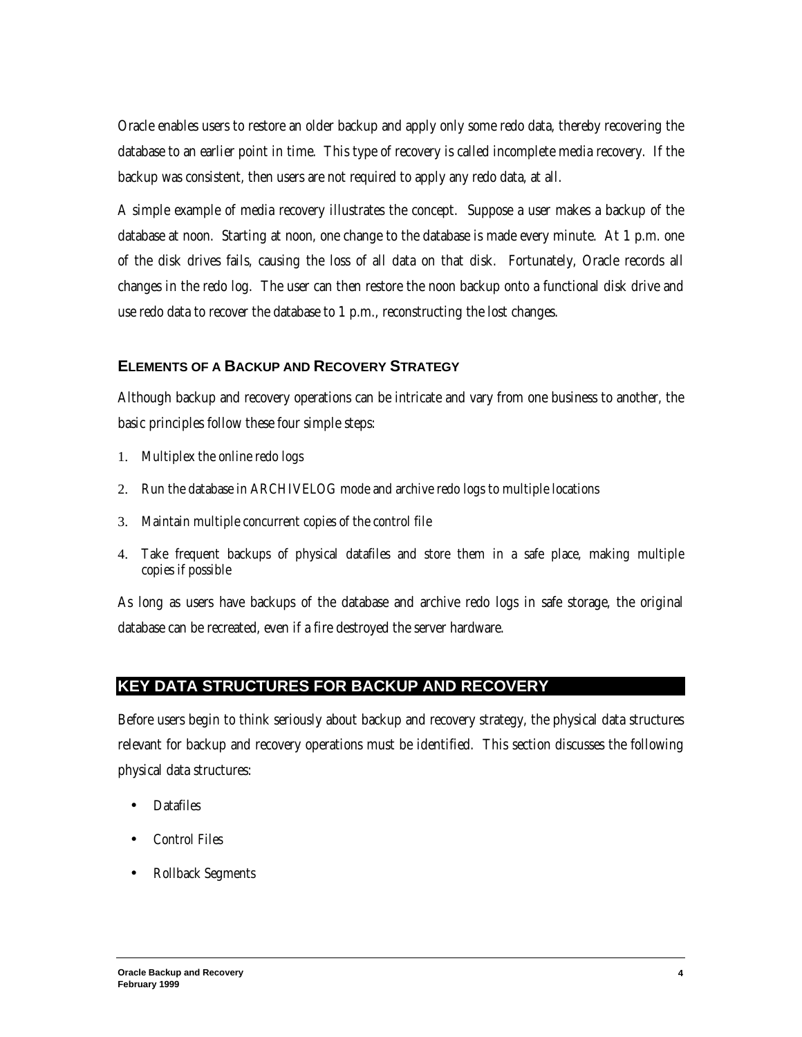Oracle enables users to restore an older backup and apply only some redo data, thereby recovering the database to an earlier point in time. This type of recovery is called incomplete media recovery. If the backup was consistent, then users are not required to apply any redo data, at all.

A simple example of media recovery illustrates the concept. Suppose a user makes a backup of the database at noon. Starting at noon, one change to the database is made every minute. At 1 p.m. one of the disk drives fails, causing the loss of all data on that disk. Fortunately, Oracle records all changes in the redo log. The user can then restore the noon backup onto a functional disk drive and use redo data to recover the database to 1 p.m., reconstructing the lost changes.

### ELEMENTS OF A BACKUP AND RECOVERY STRATEGY

Although backup and recovery operations can be intricate and vary from one business to another, the basic principles follow these four simple steps:

1. Multiplex the online redo logs
2. Run the database in ARCHIVELOG mode and archive redo logs to multiple locations
3. Maintain multiple concurrent copies of the control file
4. Take frequent backups of physical datafiles and store them in a safe place, making multiple copies if possible

As long as users have backups of the database and archive redo logs in safe storage, the original database can be recreated, even if a fire destroyed the server hardware.

## KEY DATA STRUCTURES FOR BACKUP AND RECOVERY

Before users begin to think seriously about backup and recovery strategy, the physical data structures relevant for backup and recovery operations must be identified. This section discusses the following physical data structures:

- Datafiles
- Control Files
- Rollback Segments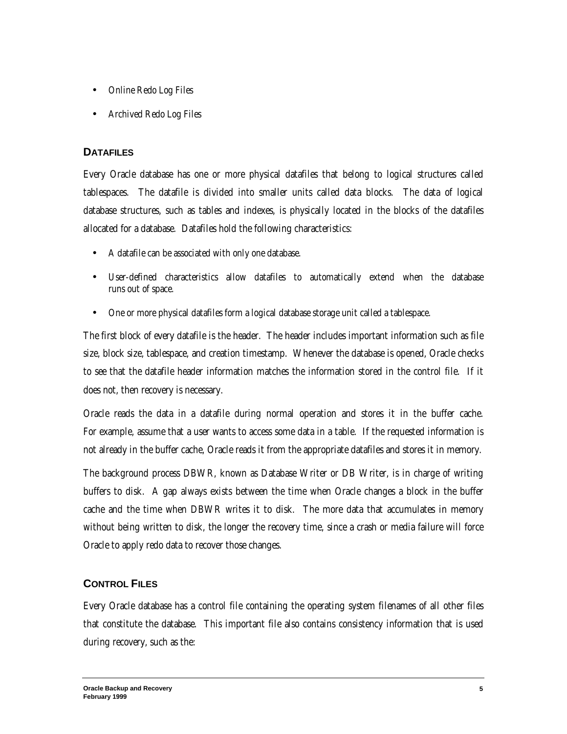- Online Redo Log Files
- Archived Redo Log Files

## DATAFILES

Every Oracle database has one or more physical datafiles that belong to logical structures called tablespaces. The datafile is divided into smaller units called data blocks. The data of logical database structures, such as tables and indexes, is physically located in the blocks of the datafiles allocated for a database. Datafiles hold the following characteristics:

- A datafile can be associated with only one database.
- User-defined characteristics allow datafiles to automatically extend when the database runs out of space.
- One or more physical datafiles form a logical database storage unit called a tablespace.

The first block of every datafile is the header. The header includes important information such as file size, block size, tablespace, and creation timestamp. Whenever the database is opened, Oracle checks to see that the datafile header information matches the information stored in the control file. If it does not, then recovery is necessary.

Oracle reads the data in a datafile during normal operation and stores it in the buffer cache. For example, assume that a user wants to access some data in a table. If the requested information is not already in the buffer cache, Oracle reads it from the appropriate datafiles and stores it in memory.

The background process DBWR, known as Database Writer or DB Writer, is in charge of writing buffers to disk. A gap always exists between the time when Oracle changes a block in the buffer cache and the time when DBWR writes it to disk. The more data that accumulates in memory without being written to disk, the longer the recovery time, since a crash or media failure will force Oracle to apply redo data to recover those changes.

## CONTROL FILES

Every Oracle database has a control file containing the operating system filenames of all other files that constitute the database. This important file also contains consistency information that is used during recovery, such as the: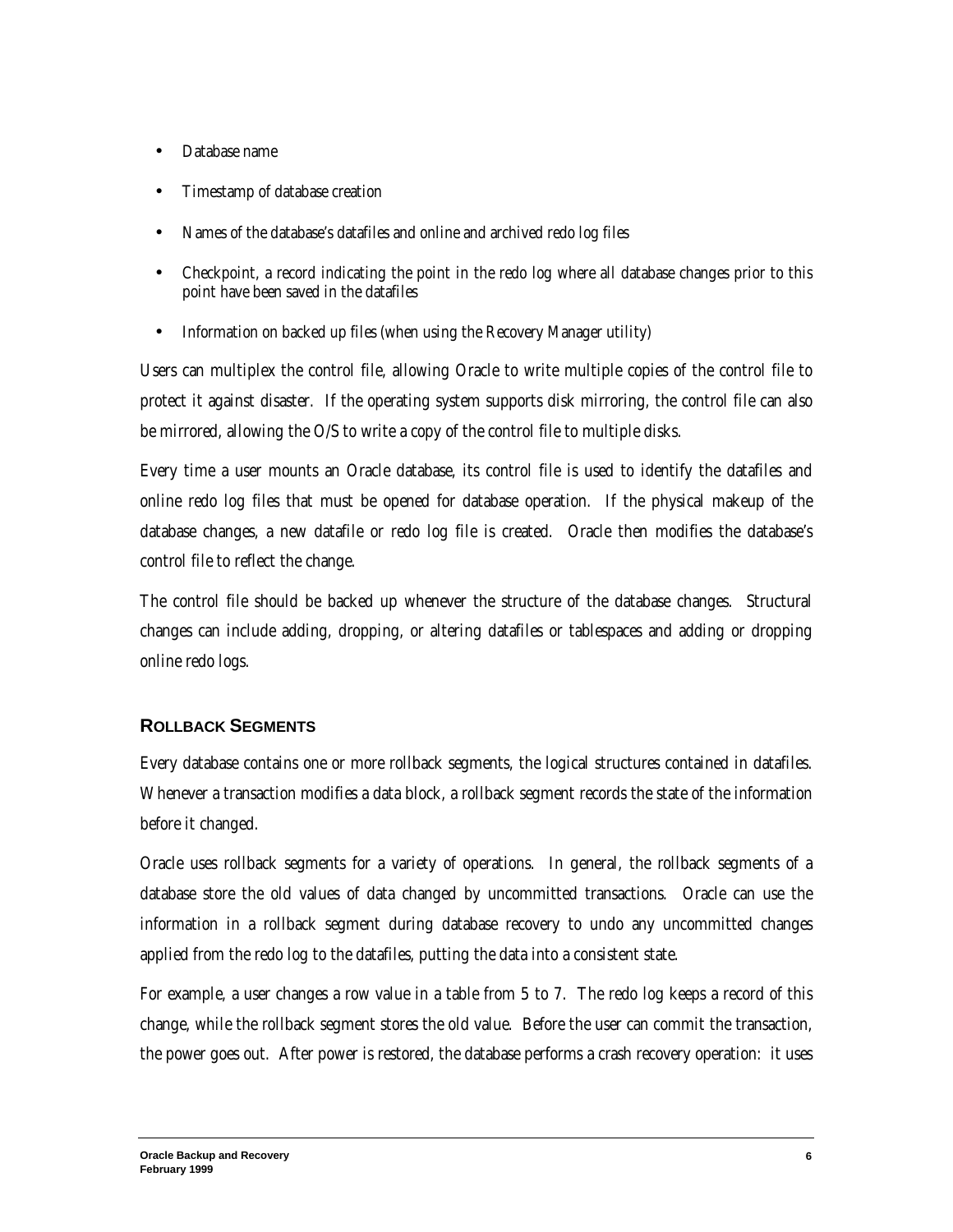- Database name
- Timestamp of database creation
- Names of the database's datafiles and online and archived redo log files
- Checkpoint, a record indicating the point in the redo log where all database changes prior to this point have been saved in the datafiles
- Information on backed up files (when using the Recovery Manager utility)

Users can multiplex the control file, allowing Oracle to write multiple copies of the control file to protect it against disaster. If the operating system supports disk mirroring, the control file can also be mirrored, allowing the O/S to write a copy of the control file to multiple disks.

Every time a user mounts an Oracle database, its control file is used to identify the datafiles and online redo log files that must be opened for database operation. If the physical makeup of the database changes, a new datafile or redo log file is created. Oracle then modifies the database's control file to reflect the change.

The control file should be backed up whenever the structure of the database changes. Structural changes can include adding, dropping, or altering datafiles or tablespaces and adding or dropping online redo logs.

### ROLLBACK SEGMENTS

Every database contains one or more rollback segments, the logical structures contained in datafiles. Whenever a transaction modifies a data block, a rollback segment records the state of the information before it changed.

Oracle uses rollback segments for a variety of operations. In general, the rollback segments of a database store the old values of data changed by uncommitted transactions. Oracle can use the information in a rollback segment during database recovery to undo any uncommitted changes applied from the redo log to the datafiles, putting the data into a consistent state.

For example, a user changes a row value in a table from 5 to 7. The redo log keeps a record of this change, while the rollback segment stores the old value. Before the user can commit the transaction, the power goes out. After power is restored, the database performs a crash recovery operation: it uses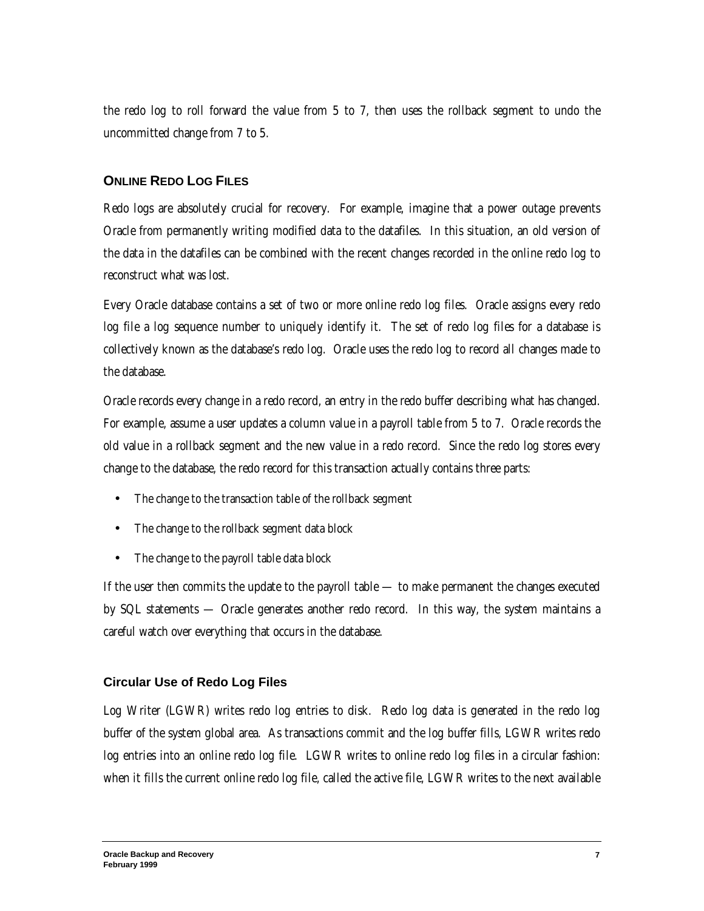the redo log to roll forward the value from 5 to 7, then uses the rollback segment to undo the uncommitted change from 7 to 5.

## ONLINE REDO LOG FILES

Redo logs are absolutely crucial for recovery. For example, imagine that a power outage prevents Oracle from permanently writing modified data to the datafiles. In this situation, an old version of the data in the datafiles can be combined with the recent changes recorded in the online redo log to reconstruct what was lost.

Every Oracle database contains a set of two or more online redo log files. Oracle assigns every redo log file a log sequence number to uniquely identify it. The set of redo log files for a database is collectively known as the database's redo log. Oracle uses the redo log to record all changes made to the database.

Oracle records every change in a redo record, an entry in the redo buffer describing what has changed. For example, assume a user updates a column value in a payroll table from 5 to 7. Oracle records the old value in a rollback segment and the new value in a redo record. Since the redo log stores every change to the database, the redo record for this transaction actually contains three parts:

- The change to the transaction table of the rollback segment
- The change to the rollback segment data block
- The change to the payroll table data block

If the user then commits the update to the payroll table — to make permanent the changes executed by SQL statements — Oracle generates another redo record. In this way, the system maintains a careful watch over everything that occurs in the database.

### Circular Use of Redo Log Files

Log Writer (LGWR) writes redo log entries to disk. Redo log data is generated in the redo log buffer of the system global area. As transactions commit and the log buffer fills, LGWR writes redo log entries into an online redo log file. LGWR writes to online redo log files in a circular fashion: when it fills the current online redo log file, called the active file, LGWR writes to the next available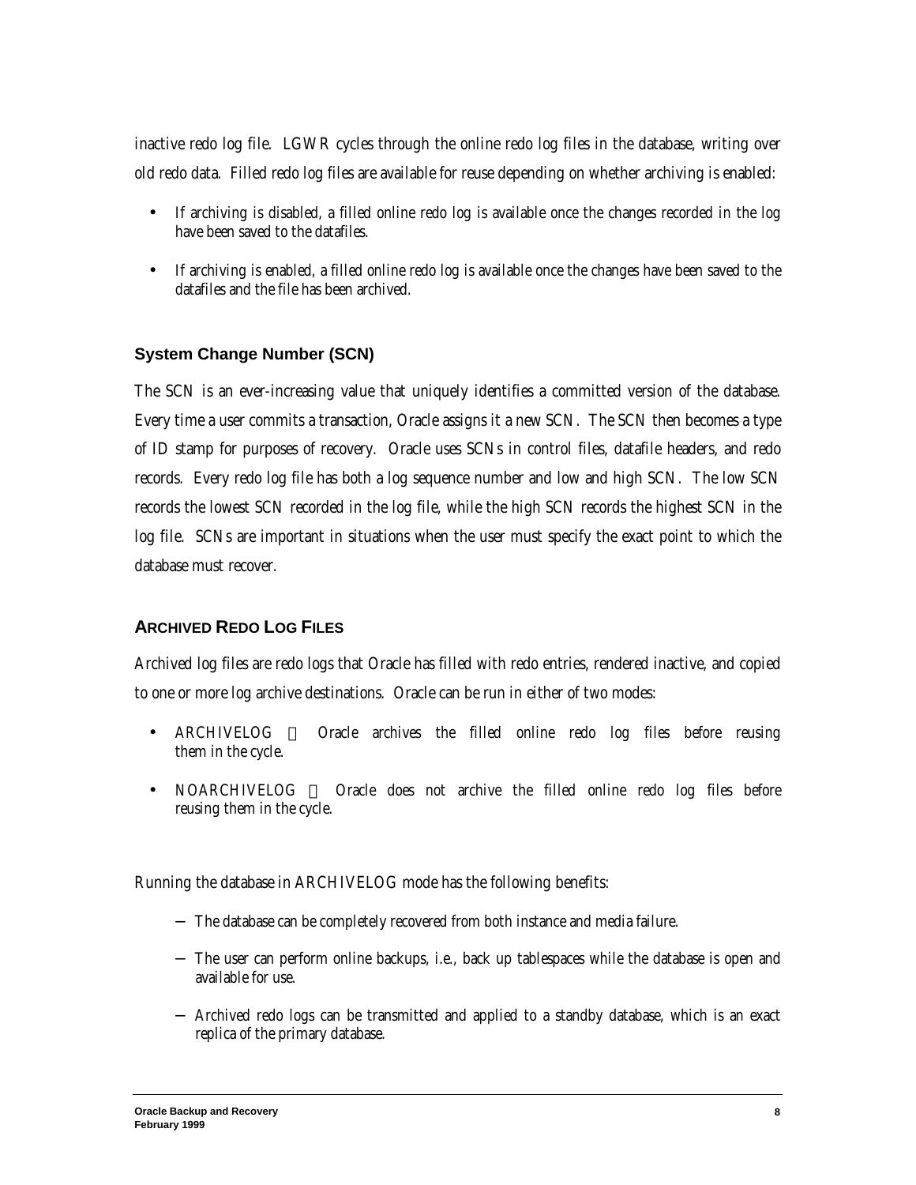inactive redo log file. LGWR cycles through the online redo log files in the database, writing over old redo data. Filled redo log files are available for reuse depending on whether archiving is enabled:

- If archiving is disabled, a filled online redo log is available once the changes recorded in the log have been saved to the datafiles.
- If archiving is enabled, a filled online redo log is available once the changes have been saved to the datafiles and the file has been archived.

### System Change Number (SCN)

The SCN is an ever-increasing value that uniquely identifies a committed version of the database. Every time a user commits a transaction, Oracle assigns it a new SCN. The SCN then becomes a type of ID stamp for purposes of recovery. Oracle uses SCNs in control files, datafile headers, and redo records. Every redo log file has both a log sequence number and low and high SCN. The low SCN records the lowest SCN recorded in the log file, while the high SCN records the highest SCN in the log file. SCNs are important in situations when the user must specify the exact point to which the database must recover.

## ARCHIVED REDO LOG FILES

Archived log files are redo logs that Oracle has filled with redo entries, rendered inactive, and copied to one or more log archive destinations. Oracle can be run in either of two modes:

- ARCHIVELOG  Oracle archives the filled online redo log files before reusing them in the cycle.
- NOARCHIVELOG  Oracle does not archive the filled online redo log files before reusing them in the cycle.

Running the database in ARCHIVELOG mode has the following benefits:

- The database can be completely recovered from both instance and media failure.
- The user can perform online backups, i.e., back up tablespaces while the database is open and available for use.
- Archived redo logs can be transmitted and applied to a standby database, which is an exact replica of the primary database.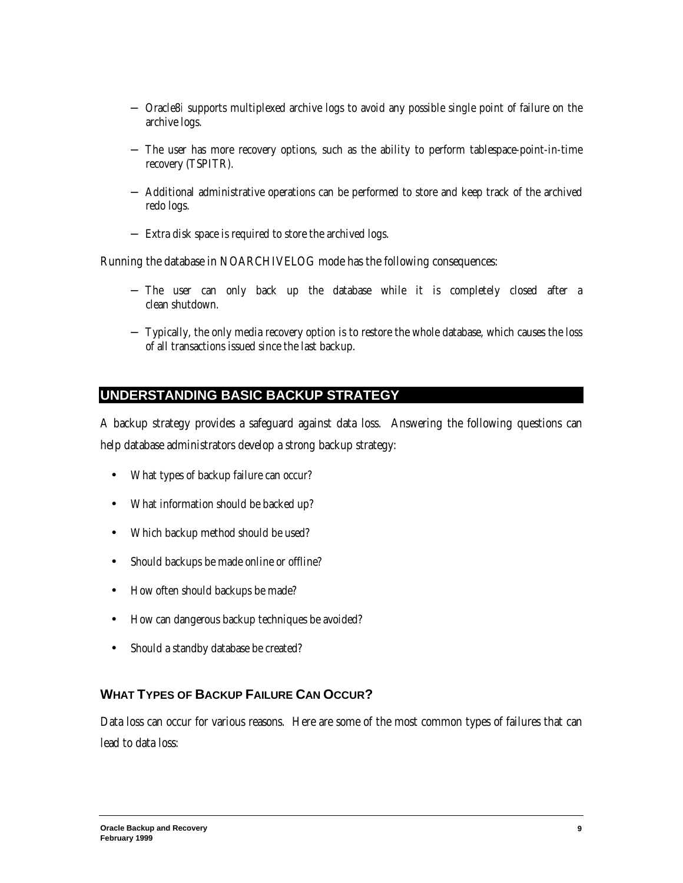- Oracle8*i* supports multiplexed archive logs to avoid any possible single point of failure on the archive logs.
- The user has more recovery options, such as the ability to perform tablespace-point-in-time recovery (TSPITR).
- Additional administrative operations can be performed to store and keep track of the archived redo logs.
- Extra disk space is required to store the archived logs.

Running the database in NOARCHIVELOG mode has the following consequences:

- The user can only back up the database while it is completely closed after a clean shutdown.
- Typically, the only media recovery option is to restore the whole database, which causes the loss of all transactions issued since the last backup.

## UNDERSTANDING BASIC BACKUP STRATEGY

A backup strategy provides a safeguard against data loss. Answering the following questions can help database administrators develop a strong backup strategy:

- What types of backup failure can occur?
- What information should be backed up?
- Which backup method should be used?
- Should backups be made online or offline?
- How often should backups be made?
- How can dangerous backup techniques be avoided?
- Should a standby database be created?

### WHAT TYPES OF BACKUP FAILURE CAN OCCUR?

Data loss can occur for various reasons. Here are some of the most common types of failures that can lead to data loss: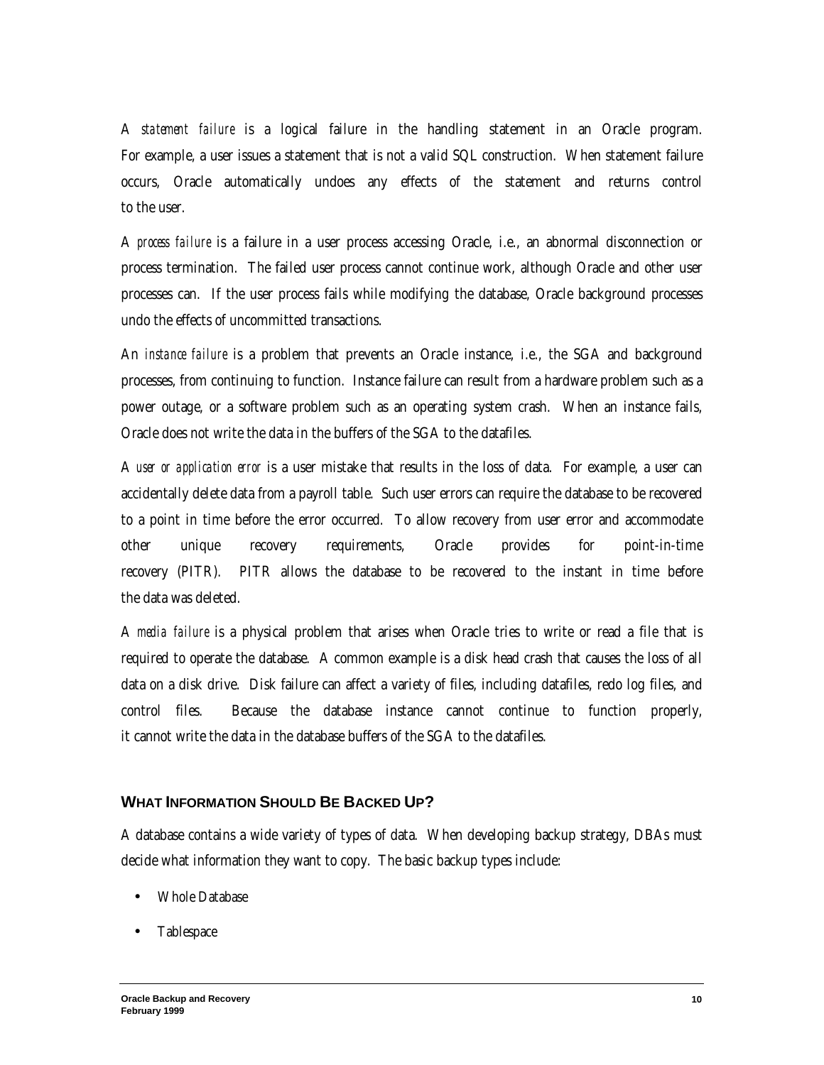A *statement failure* is a logical failure in the handling statement in an Oracle program. For example, a user issues a statement that is not a valid SQL construction. When statement failure occurs, Oracle automatically undoes any effects of the statement and returns control to the user.

A *process failure* is a failure in a user process accessing Oracle, i.e., an abnormal disconnection or process termination. The failed user process cannot continue work, although Oracle and other user processes can. If the user process fails while modifying the database, Oracle background processes undo the effects of uncommitted transactions.

An *instance failure* is a problem that prevents an Oracle instance, i.e., the SGA and background processes, from continuing to function. Instance failure can result from a hardware problem such as a power outage, or a software problem such as an operating system crash. When an instance fails, Oracle does not write the data in the buffers of the SGA to the datafiles.

A *user or application error* is a user mistake that results in the loss of data. For example, a user can accidentally delete data from a payroll table. Such user errors can require the database to be recovered to a point in time before the error occurred. To allow recovery from user error and accommodate other unique recovery requirements, Oracle provides for point-in-time recovery (PITR). PITR allows the database to be recovered to the instant in time before the data was deleted.

A *media failure* is a physical problem that arises when Oracle tries to write or read a file that is required to operate the database. A common example is a disk head crash that causes the loss of all data on a disk drive. Disk failure can affect a variety of files, including datafiles, redo log files, and control files. Because the database instance cannot continue to function properly, it cannot write the data in the database buffers of the SGA to the datafiles.

## WHAT INFORMATION SHOULD BE BACKED UP?

A database contains a wide variety of types of data. When developing backup strategy, DBAs must decide what information they want to copy. The basic backup types include:

- Whole Database
- Tablespace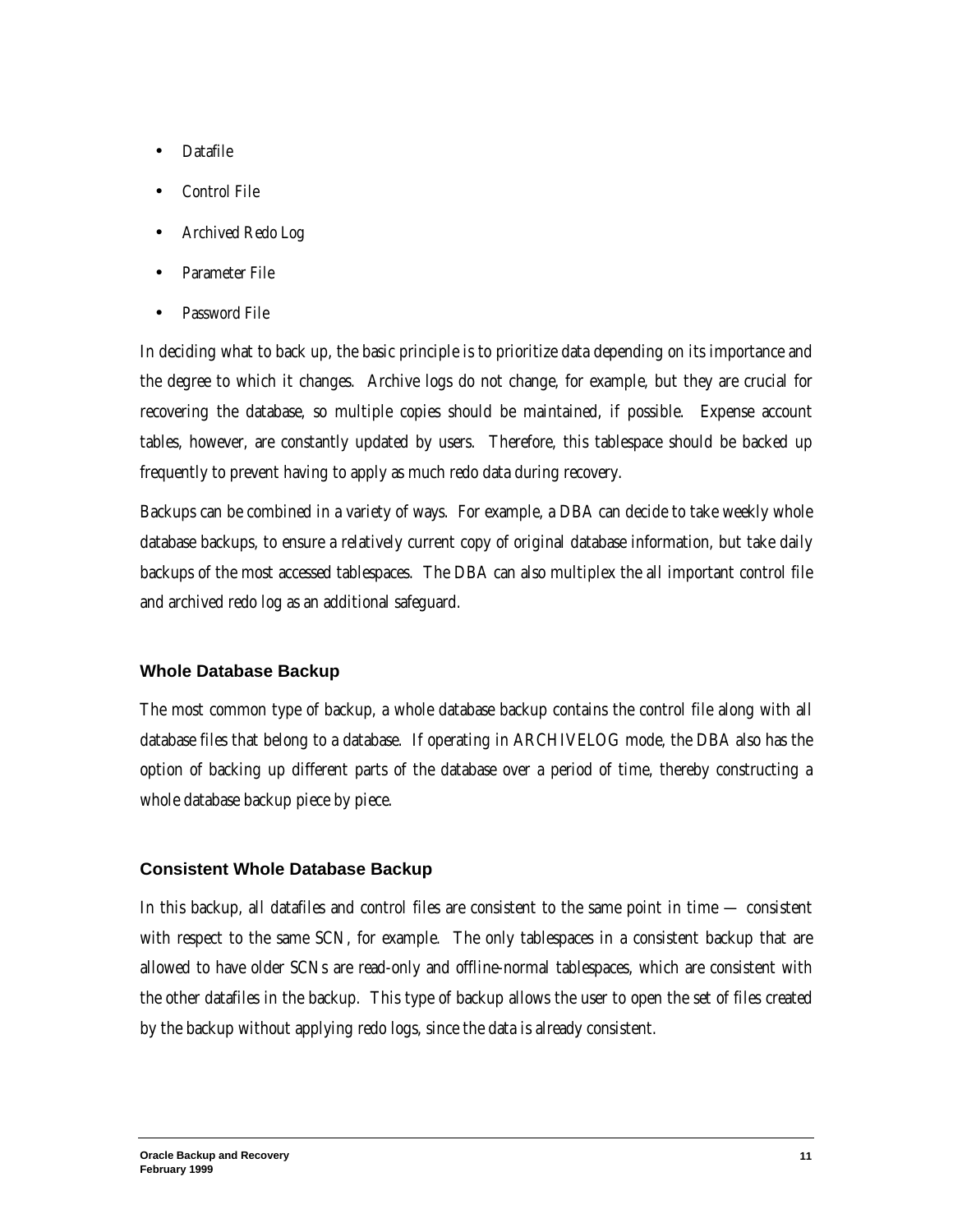- Datafile
- Control File
- Archived Redo Log
- Parameter File
- Password File

In deciding what to back up, the basic principle is to prioritize data depending on its importance and the degree to which it changes. Archive logs do not change, for example, but they are crucial for recovering the database, so multiple copies should be maintained, if possible. Expense account tables, however, are constantly updated by users. Therefore, this tablespace should be backed up frequently to prevent having to apply as much redo data during recovery.

Backups can be combined in a variety of ways. For example, a DBA can decide to take weekly whole database backups, to ensure a relatively current copy of original database information, but take daily backups of the most accessed tablespaces. The DBA can also multiplex the all important control file and archived redo log as an additional safeguard.

### Whole Database Backup

The most common type of backup, a whole database backup contains the control file along with all database files that belong to a database. If operating in ARCHIVELOG mode, the DBA also has the option of backing up different parts of the database over a period of time, thereby constructing a whole database backup piece by piece.

### Consistent Whole Database Backup

In this backup, all datafiles and control files are consistent to the same point in time — consistent with respect to the same SCN, for example. The only tablespaces in a consistent backup that are allowed to have older SCNs are read-only and offline-normal tablespaces, which are consistent with the other datafiles in the backup. This type of backup allows the user to open the set of files created by the backup without applying redo logs, since the data is already consistent.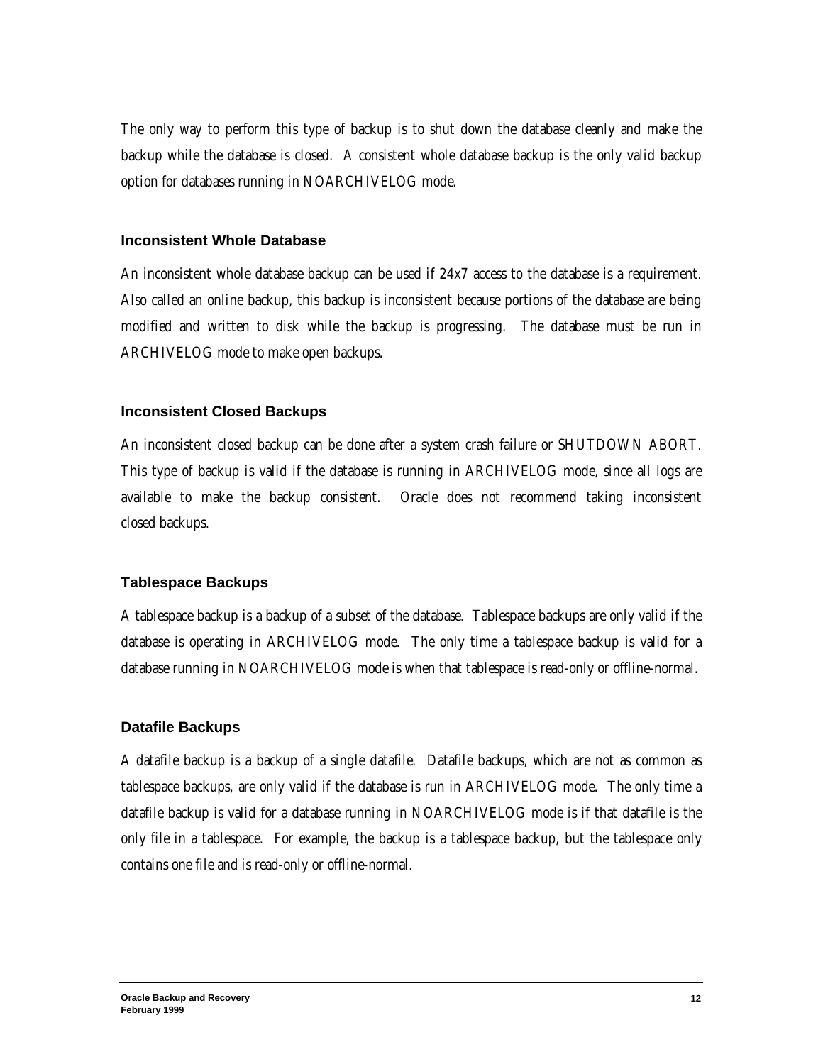The only way to perform this type of backup is to shut down the database cleanly and make the backup while the database is closed. A consistent whole database backup is the only valid backup option for databases running in NOARCHIVELOG mode.

### Inconsistent Whole Database

An inconsistent whole database backup can be used if 24x7 access to the database is a requirement. Also called an online backup, this backup is inconsistent because portions of the database are being modified and written to disk while the backup is progressing. The database must be run in ARCHIVELOG mode to make open backups.

### Inconsistent Closed Backups

An inconsistent closed backup can be done after a system crash failure or SHUTDOWN ABORT. This type of backup is valid if the database is running in ARCHIVELOG mode, since all logs are available to make the backup consistent. Oracle does not recommend taking inconsistent closed backups.

### Tablespace Backups

A tablespace backup is a backup of a subset of the database. Tablespace backups are only valid if the database is operating in ARCHIVELOG mode. The only time a tablespace backup is valid for a database running in NOARCHIVELOG mode is when that tablespace is read-only or offline-normal.

### Datafile Backups

A datafile backup is a backup of a single datafile. Datafile backups, which are not as common as tablespace backups, are only valid if the database is run in ARCHIVELOG mode. The only time a datafile backup is valid for a database running in NOARCHIVELOG mode is if that datafile is the only file in a tablespace. For example, the backup is a tablespace backup, but the tablespace only contains one file and is read-only or offline-normal.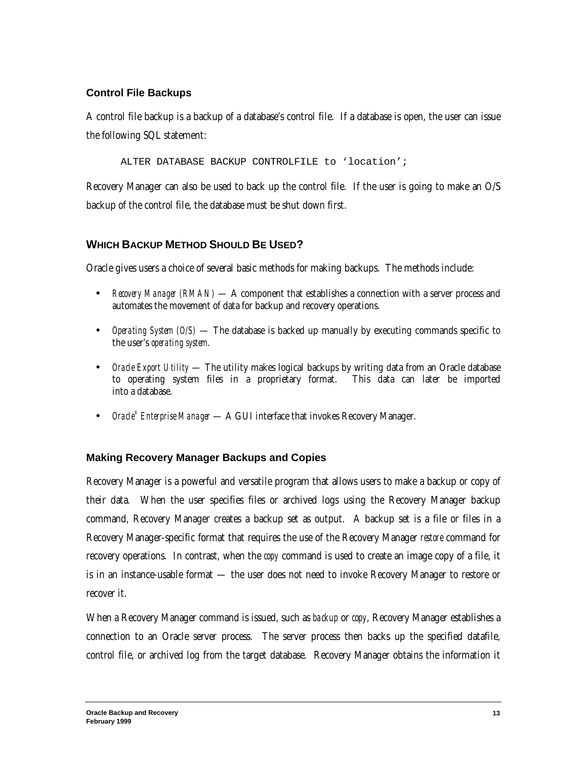### Control File Backups

A control file backup is a backup of a database's control file. If a database is open, the user can issue the following SQL statement:

```
ALTER DATABASE BACKUP CONTROLFILE to 'location';
```

Recovery Manager can also be used to back up the control file. If the user is going to make an O/S backup of the control file, the database must be shut down first.

## WHICH BACKUP METHOD SHOULD BE USED?

Oracle gives users a choice of several basic methods for making backups. The methods include:

- *Recovery Manager (RMAN)* — A component that establishes a connection with a server process and automates the movement of data for backup and recovery operations.
- *Operating System (O/S)* — The database is backed up manually by executing commands specific to the user's *operating system*.
- *Oracle Export Utility* — The utility makes logical backups by writing data from an Oracle database to operating system files in a proprietary format. This data can later be imported into a database.
- *Oracle® Enterprise Manager* — A GUI interface that invokes Recovery Manager.

### Making Recovery Manager Backups and Copies

Recovery Manager is a powerful and versatile program that allows users to make a backup or copy of their data. When the user specifies files or archived logs using the Recovery Manager backup command, Recovery Manager creates a backup set as output. A backup set is a file or files in a Recovery Manager-specific format that requires the use of the Recovery Manager *restore* command for recovery operations. In contrast, when the *copy* command is used to create an image copy of a file, it is in an instance-usable format — the user does not need to invoke Recovery Manager to restore or recover it.

When a Recovery Manager command is issued, such as *backup* or *copy*, Recovery Manager establishes a connection to an Oracle server process. The server process then backs up the specified datafile, control file, or archived log from the target database. Recovery Manager obtains the information it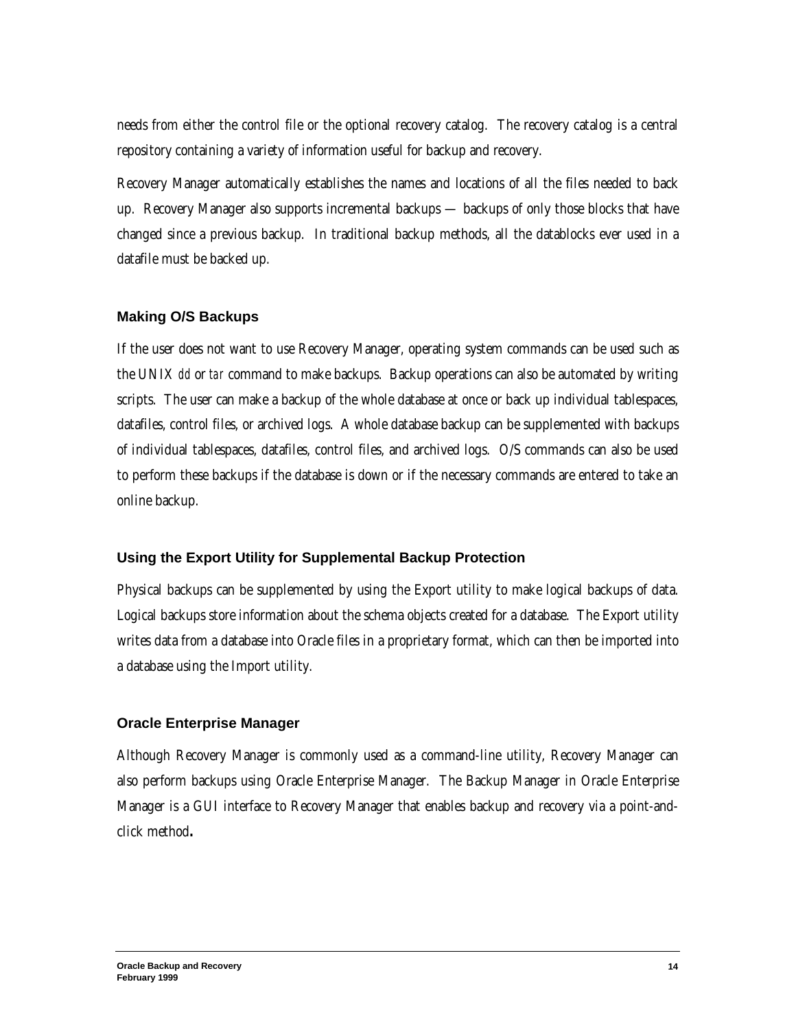needs from either the control file or the optional recovery catalog. The recovery catalog is a central repository containing a variety of information useful for backup and recovery.

Recovery Manager automatically establishes the names and locations of all the files needed to back up. Recovery Manager also supports incremental backups — backups of only those blocks that have changed since a previous backup. In traditional backup methods, all the datablocks ever used in a datafile must be backed up.

### Making O/S Backups

If the user does not want to use Recovery Manager, operating system commands can be used such as the UNIX *dd* or *tar* command to make backups. Backup operations can also be automated by writing scripts. The user can make a backup of the whole database at once or back up individual tablespaces, datafiles, control files, or archived logs. A whole database backup can be supplemented with backups of individual tablespaces, datafiles, control files, and archived logs. O/S commands can also be used to perform these backups if the database is down or if the necessary commands are entered to take an online backup.

### Using the Export Utility for Supplemental Backup Protection

Physical backups can be supplemented by using the Export utility to make logical backups of data. Logical backups store information about the schema objects created for a database. The Export utility writes data from a database into Oracle files in a proprietary format, which can then be imported into a database using the Import utility.

### Oracle Enterprise Manager

Although Recovery Manager is commonly used as a command-line utility, Recovery Manager can also perform backups using Oracle Enterprise Manager. The Backup Manager in Oracle Enterprise Manager is a GUI interface to Recovery Manager that enables backup and recovery via a point-and-click method**.**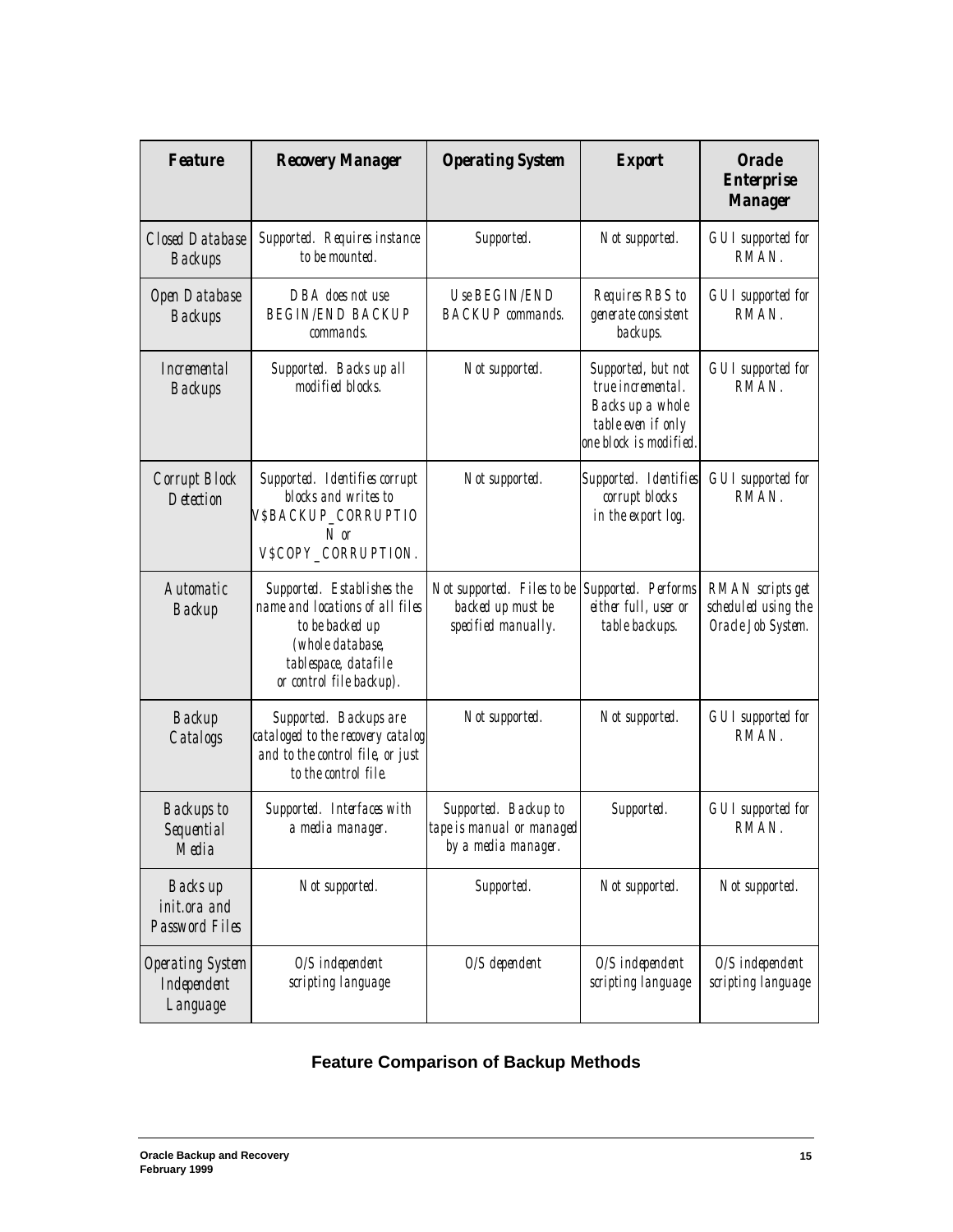| Feature | Recovery Manager | Operating System | Export | Oracle Enterprise Manager |
|---|---|---|---|---|
| Closed Database Backups | Supported. Requires instance to be mounted. | Supported. | Not supported. | GUI supported for RMAN. |
| Open Database Backups | DBA does not use BEGIN/END BACKUP commands. | Use BEGIN/END BACKUP commands. | Requires RBS to generate consistent backups. | GUI supported for RMAN. |
| Incremental Backups | Supported. Backs up all modified blocks. | Not supported. | Supported, but not true incremental. Backs up a whole table even if only one block is modified. | GUI supported for RMAN. |
| Corrupt Block Detection | Supported. Identifies corrupt blocks and writes to V$BACKUP_CORRUPTION or V$COPY_CORRUPTION. | Not supported. | Supported. Identifies corrupt blocks in the export log. | GUI supported for RMAN. |
| Automatic Backup | Supported. Establishes the name and locations of all files to be backed up (whole database, tablespace, datafile or control file backup). | Not supported. Files to be backed up must be specified manually. | Supported. Performs either full, user or table backups. | RMAN scripts get scheduled using the Oracle Job System. |
| Backup Catalogs | Supported. Backups are cataloged to the recovery catalog and to the control file, or just to the control file. | Not supported. | Not supported. | GUI supported for RMAN. |
| Backups to Sequential Media | Supported. Interfaces with a media manager. | Supported. Backup to tape is manual or managed by a media manager. | Supported. | GUI supported for RMAN. |
| Backs up init.ora and Password Files | Not supported. | Supported. | Not supported. | Not supported. |
| Operating System Independent Language | O/S independent scripting language | O/S dependent | O/S independent scripting language | O/S independent scripting language |

**Feature Comparison of Backup Methods**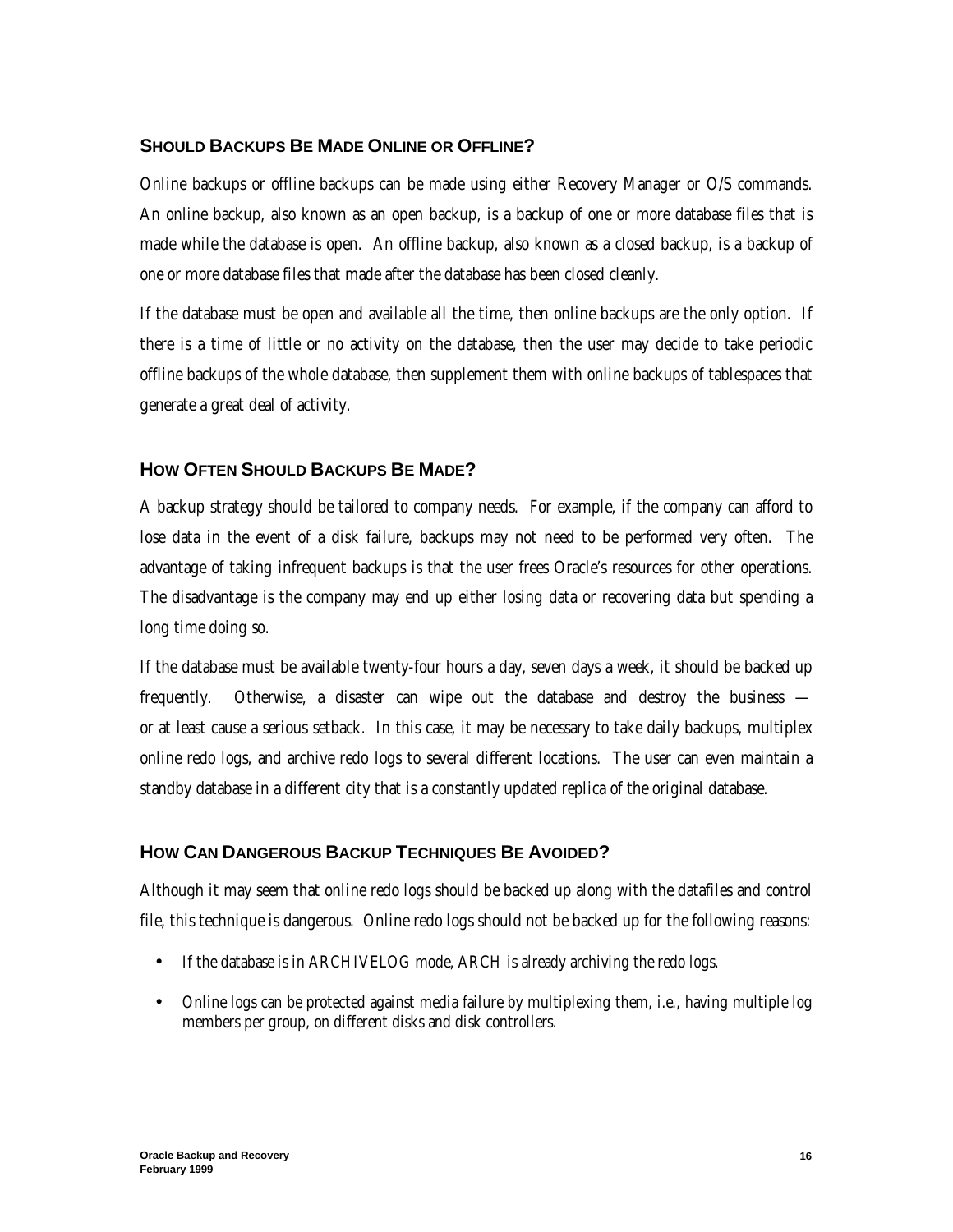### SHOULD BACKUPS BE MADE ONLINE OR OFFLINE?

Online backups or offline backups can be made using either Recovery Manager or O/S commands. An online backup, also known as an open backup, is a backup of one or more database files that is made while the database is open. An offline backup, also known as a closed backup, is a backup of one or more database files that made after the database has been closed cleanly.

If the database must be open and available all the time, then online backups are the only option. If there is a time of little or no activity on the database, then the user may decide to take periodic offline backups of the whole database, then supplement them with online backups of tablespaces that generate a great deal of activity.

### HOW OFTEN SHOULD BACKUPS BE MADE?

A backup strategy should be tailored to company needs. For example, if the company can afford to lose data in the event of a disk failure, backups may not need to be performed very often. The advantage of taking infrequent backups is that the user frees Oracle's resources for other operations. The disadvantage is the company may end up either losing data or recovering data but spending a long time doing so.

If the database must be available twenty-four hours a day, seven days a week, it should be backed up frequently. Otherwise, a disaster can wipe out the database and destroy the business — or at least cause a serious setback. In this case, it may be necessary to take daily backups, multiplex online redo logs, and archive redo logs to several different locations. The user can even maintain a standby database in a different city that is a constantly updated replica of the original database.

### HOW CAN DANGEROUS BACKUP TECHNIQUES BE AVOIDED?

Although it may seem that online redo logs should be backed up along with the datafiles and control file, this technique is dangerous. Online redo logs should not be backed up for the following reasons:

- If the database is in ARCHIVELOG mode, ARCH is already archiving the redo logs.
- Online logs can be protected against media failure by multiplexing them, i.e., having multiple log members per group, on different disks and disk controllers.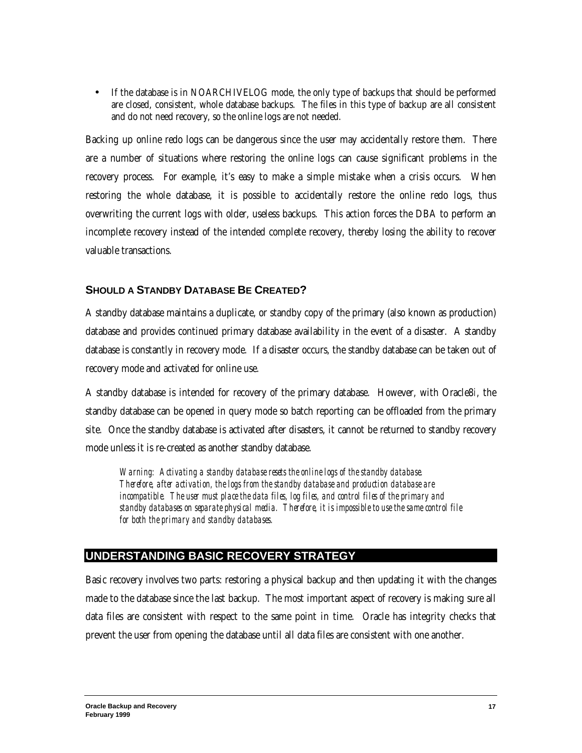- If the database is in NOARCHIVELOG mode, the only type of backups that should be performed are closed, consistent, whole database backups. The files in this type of backup are all consistent and do not need recovery, so the online logs are not needed.

Backing up online redo logs can be dangerous since the user may accidentally restore them. There are a number of situations where restoring the online logs can cause significant problems in the recovery process. For example, it's easy to make a simple mistake when a crisis occurs. When restoring the whole database, it is possible to accidentally restore the online redo logs, thus overwriting the current logs with older, useless backups. This action forces the DBA to perform an incomplete recovery instead of the intended complete recovery, thereby losing the ability to recover valuable transactions.

### SHOULD A STANDBY DATABASE BE CREATED?

A standby database maintains a duplicate, or standby copy of the primary (also known as production) database and provides continued primary database availability in the event of a disaster. A standby database is constantly in recovery mode. If a disaster occurs, the standby database can be taken out of recovery mode and activated for online use.

A standby database is intended for recovery of the primary database. However, with Oracle8*i*, the standby database can be opened in query mode so batch reporting can be offloaded from the primary site. Once the standby database is activated after disasters, it cannot be returned to standby recovery mode unless it is re-created as another standby database.

> *Warning: Activating a standby database resets the online logs of the standby database. Therefore, after activation, the logs from the standby database and production database are incompatible. The user must place the data files, log files, and control files of the primary and standby databases on separate physical media. Therefore, it is impossible to use the same control file for both the primary and standby databases.*

## UNDERSTANDING BASIC RECOVERY STRATEGY

Basic recovery involves two parts: restoring a physical backup and then updating it with the changes made to the database since the last backup. The most important aspect of recovery is making sure all data files are consistent with respect to the same point in time. Oracle has integrity checks that prevent the user from opening the database until all data files are consistent with one another.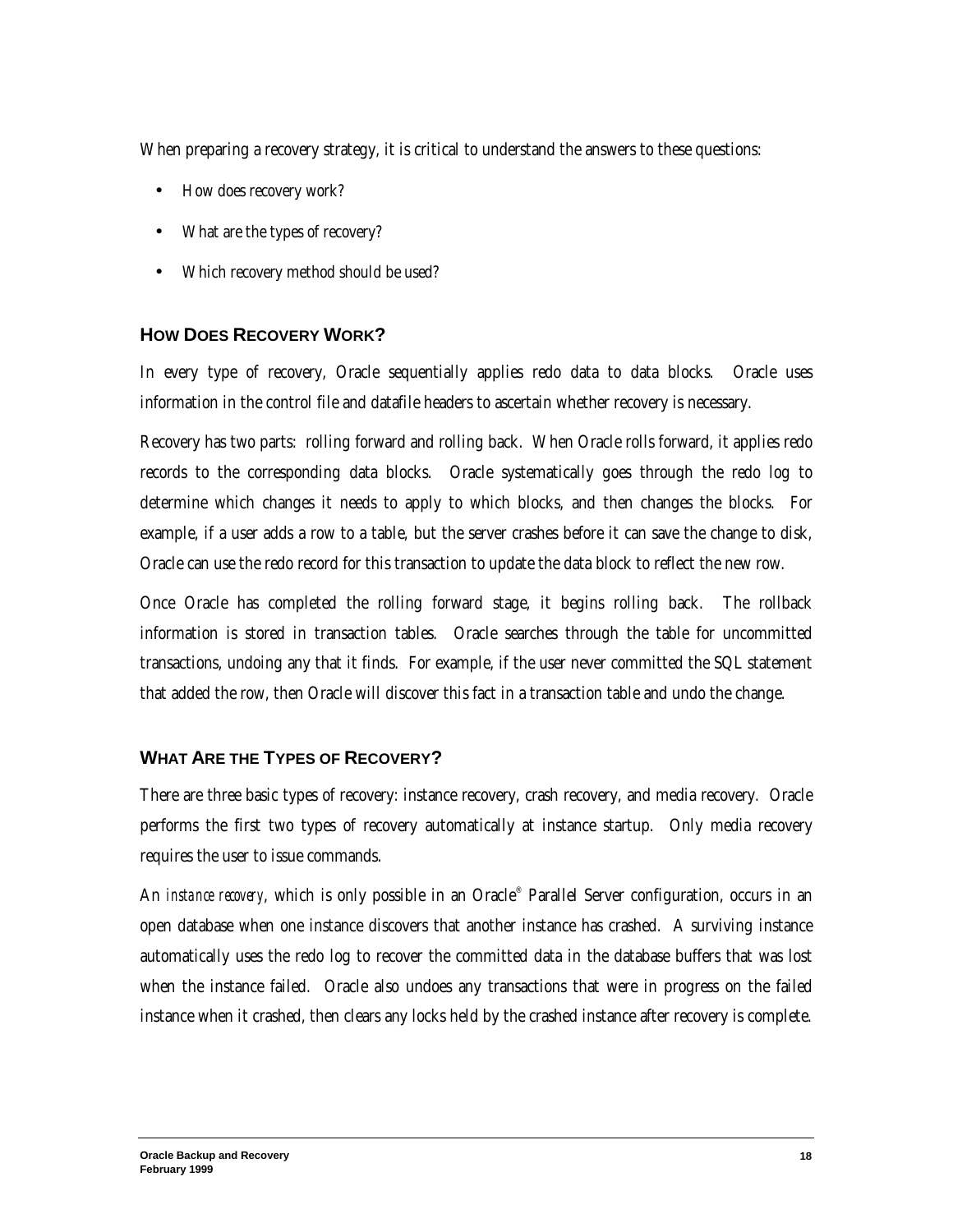When preparing a recovery strategy, it is critical to understand the answers to these questions:

- How does recovery work?
- What are the types of recovery?
- Which recovery method should be used?

### HOW DOES RECOVERY WORK?

In every type of recovery, Oracle sequentially applies redo data to data blocks. Oracle uses information in the control file and datafile headers to ascertain whether recovery is necessary.

Recovery has two parts: rolling forward and rolling back. When Oracle rolls forward, it applies redo records to the corresponding data blocks. Oracle systematically goes through the redo log to determine which changes it needs to apply to which blocks, and then changes the blocks. For example, if a user adds a row to a table, but the server crashes before it can save the change to disk, Oracle can use the redo record for this transaction to update the data block to reflect the new row.

Once Oracle has completed the rolling forward stage, it begins rolling back. The rollback information is stored in transaction tables. Oracle searches through the table for uncommitted transactions, undoing any that it finds. For example, if the user never committed the SQL statement that added the row, then Oracle will discover this fact in a transaction table and undo the change.

### WHAT ARE THE TYPES OF RECOVERY?

There are three basic types of recovery: instance recovery, crash recovery, and media recovery. Oracle performs the first two types of recovery automatically at instance startup. Only media recovery requires the user to issue commands.

An *instance recovery*, which is only possible in an Oracle® Parallel Server configuration, occurs in an open database when one instance discovers that another instance has crashed. A surviving instance automatically uses the redo log to recover the committed data in the database buffers that was lost when the instance failed. Oracle also undoes any transactions that were in progress on the failed instance when it crashed, then clears any locks held by the crashed instance after recovery is complete.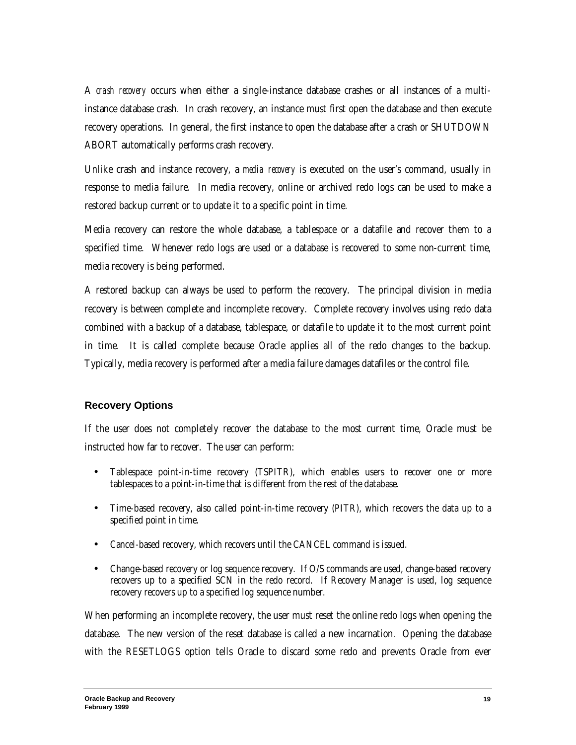A *crash recovery* occurs when either a single-instance database crashes or all instances of a multi-instance database crash. In crash recovery, an instance must first open the database and then execute recovery operations. In general, the first instance to open the database after a crash or SHUTDOWN ABORT automatically performs crash recovery.

Unlike crash and instance recovery, a *media recovery* is executed on the user's command, usually in response to media failure. In media recovery, online or archived redo logs can be used to make a restored backup current or to update it to a specific point in time.

Media recovery can restore the whole database, a tablespace or a datafile and recover them to a specified time. Whenever redo logs are used or a database is recovered to some non-current time, media recovery is being performed.

A restored backup can always be used to perform the recovery. The principal division in media recovery is between complete and incomplete recovery. Complete recovery involves using redo data combined with a backup of a database, tablespace, or datafile to update it to the most current point in time. It is called complete because Oracle applies all of the redo changes to the backup. Typically, media recovery is performed after a media failure damages datafiles or the control file.

### Recovery Options

If the user does not completely recover the database to the most current time, Oracle must be instructed how far to recover. The user can perform:

- Tablespace point-in-time recovery (TSPITR), which enables users to recover one or more tablespaces to a point-in-time that is different from the rest of the database.
- Time-based recovery, also called point-in-time recovery (PITR), which recovers the data up to a specified point in time.
- Cancel-based recovery, which recovers until the CANCEL command is issued.
- Change-based recovery or log sequence recovery. If O/S commands are used, change-based recovery recovers up to a specified SCN in the redo record. If Recovery Manager is used, log sequence recovery recovers up to a specified log sequence number.

When performing an incomplete recovery, the user must reset the online redo logs when opening the database. The new version of the reset database is called a new incarnation. Opening the database with the RESETLOGS option tells Oracle to discard some redo and prevents Oracle from ever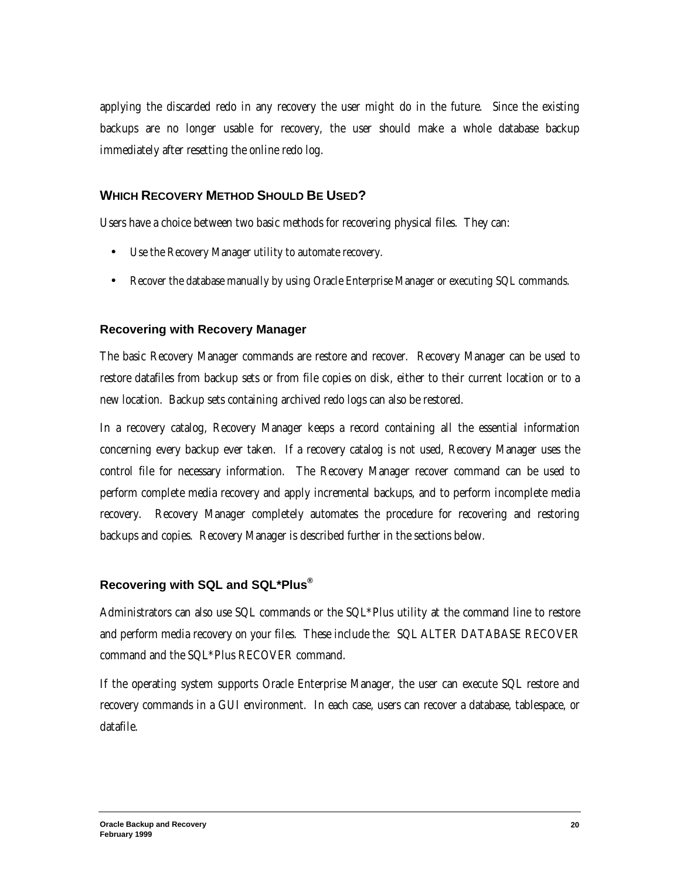applying the discarded redo in any recovery the user might do in the future. Since the existing backups are no longer usable for recovery, the user should make a whole database backup immediately after resetting the online redo log.

## WHICH RECOVERY METHOD SHOULD BE USED?

Users have a choice between two basic methods for recovering physical files. They can:

- Use the Recovery Manager utility to automate recovery.
- Recover the database manually by using Oracle Enterprise Manager or executing SQL commands.

### Recovering with Recovery Manager

The basic Recovery Manager commands are restore and recover. Recovery Manager can be used to restore datafiles from backup sets or from file copies on disk, either to their current location or to a new location. Backup sets containing archived redo logs can also be restored.

In a recovery catalog, Recovery Manager keeps a record containing all the essential information concerning every backup ever taken. If a recovery catalog is not used, Recovery Manager uses the control file for necessary information. The Recovery Manager recover command can be used to perform complete media recovery and apply incremental backups, and to perform incomplete media recovery. Recovery Manager completely automates the procedure for recovering and restoring backups and copies. Recovery Manager is described further in the sections below.

### Recovering with SQL and SQL*Plus®

Administrators can also use SQL commands or the SQL*Plus utility at the command line to restore and perform media recovery on your files. These include the: SQL ALTER DATABASE RECOVER command and the SQL*Plus RECOVER command.

If the operating system supports Oracle Enterprise Manager, the user can execute SQL restore and recovery commands in a GUI environment. In each case, users can recover a database, tablespace, or datafile.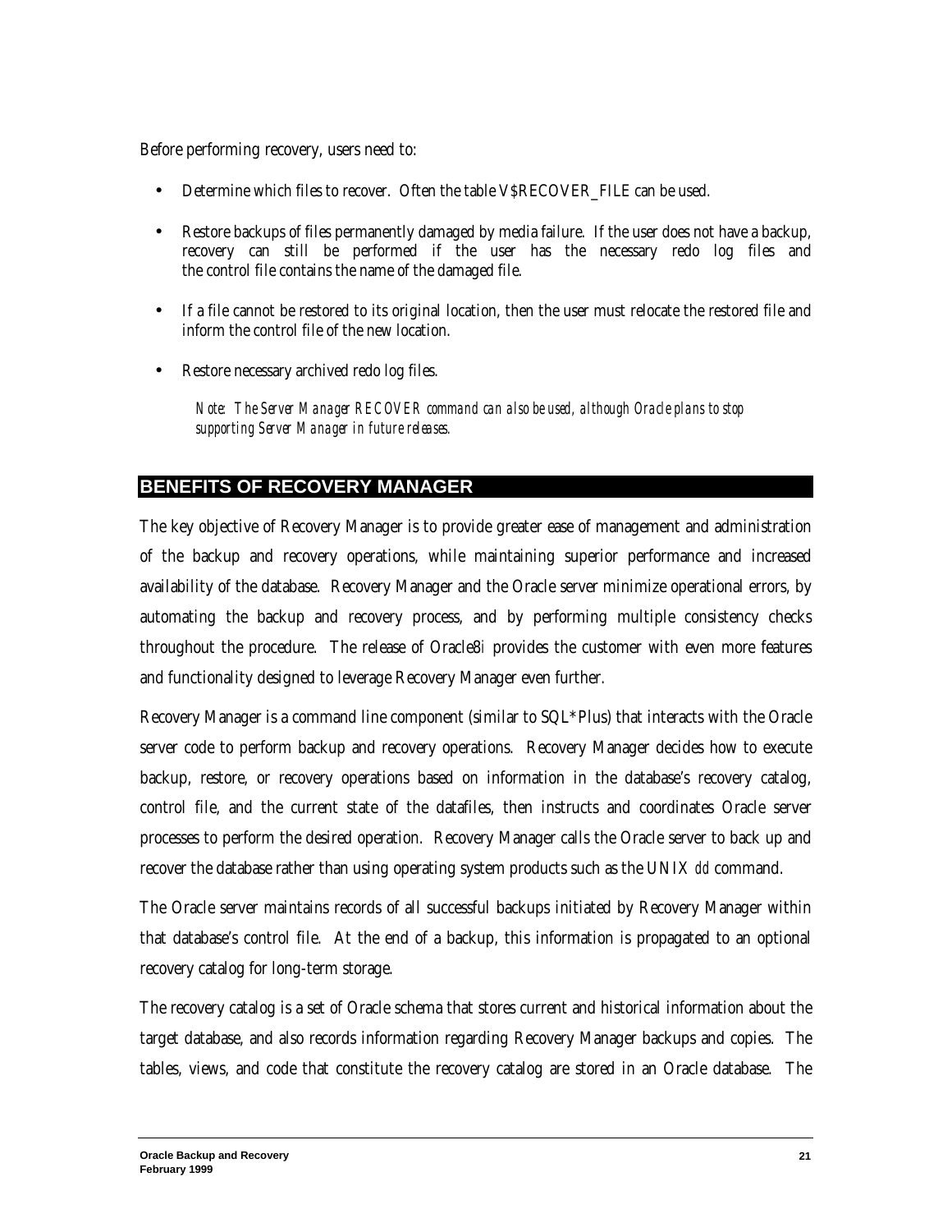Before performing recovery, users need to:

- Determine which files to recover. Often the table V$RECOVER_FILE can be used.
- Restore backups of files permanently damaged by media failure. If the user does not have a backup, recovery can still be performed if the user has the necessary redo log files and the control file contains the name of the damaged file.
- If a file cannot be restored to its original location, then the user must relocate the restored file and inform the control file of the new location.
- Restore necessary archived redo log files.

> *Note: The Server Manager RECOVER command can also be used, although Oracle plans to stop supporting Server Manager in future releases.*

## BENEFITS OF RECOVERY MANAGER

The key objective of Recovery Manager is to provide greater ease of management and administration of the backup and recovery operations, while maintaining superior performance and increased availability of the database. Recovery Manager and the Oracle server minimize operational errors, by automating the backup and recovery process, and by performing multiple consistency checks throughout the procedure. The release of Oracle8*i* provides the customer with even more features and functionality designed to leverage Recovery Manager even further.

Recovery Manager is a command line component (similar to SQL*Plus) that interacts with the Oracle server code to perform backup and recovery operations. Recovery Manager decides how to execute backup, restore, or recovery operations based on information in the database's recovery catalog, control file, and the current state of the datafiles, then instructs and coordinates Oracle server processes to perform the desired operation. Recovery Manager calls the Oracle server to back up and recover the database rather than using operating system products such as the UNIX *dd* command.

The Oracle server maintains records of all successful backups initiated by Recovery Manager within that database's control file. At the end of a backup, this information is propagated to an optional recovery catalog for long-term storage.

The recovery catalog is a set of Oracle schema that stores current and historical information about the target database, and also records information regarding Recovery Manager backups and copies. The tables, views, and code that constitute the recovery catalog are stored in an Oracle database. The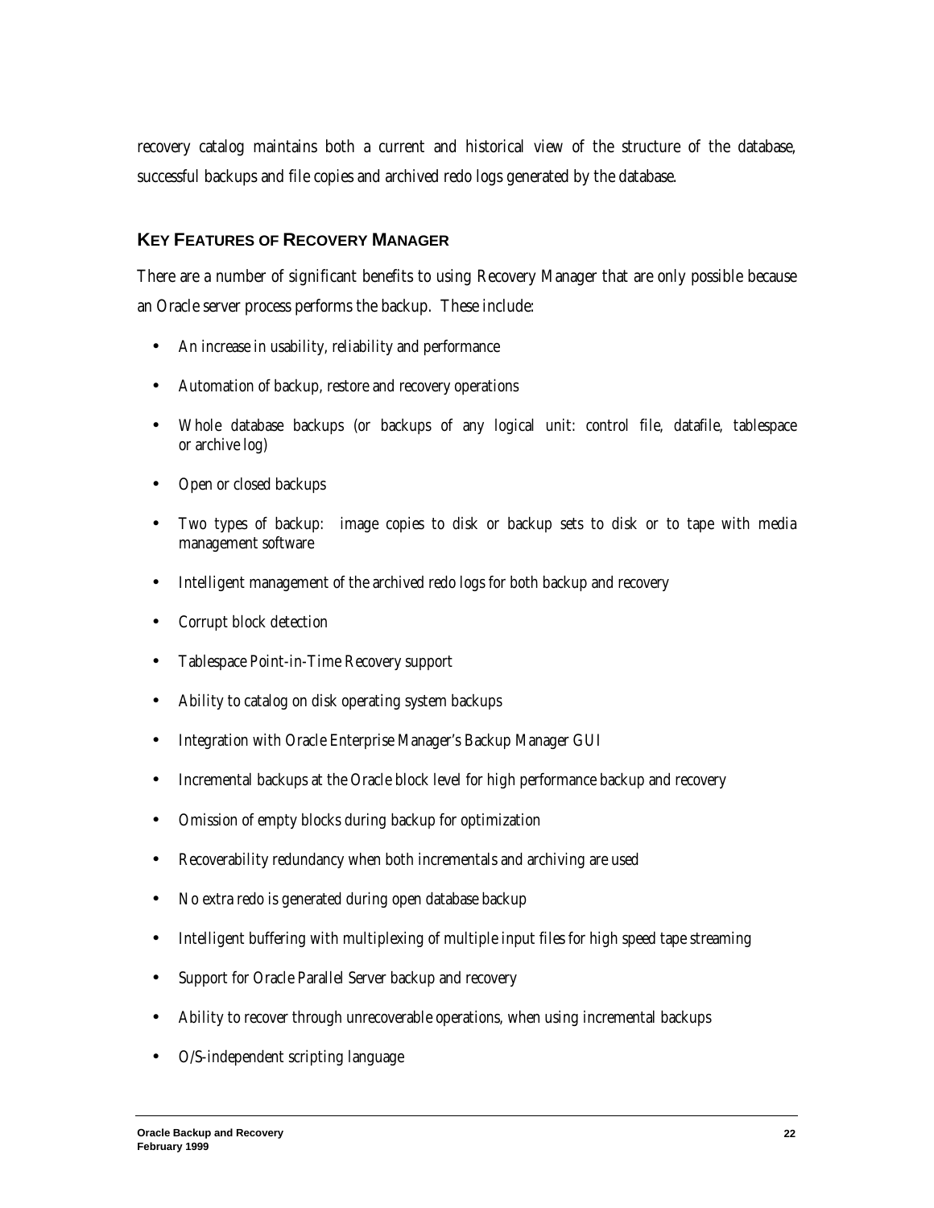recovery catalog maintains both a current and historical view of the structure of the database, successful backups and file copies and archived redo logs generated by the database.

## KEY FEATURES OF RECOVERY MANAGER

There are a number of significant benefits to using Recovery Manager that are only possible because an Oracle server process performs the backup. These include:

- An increase in usability, reliability and performance
- Automation of backup, restore and recovery operations
- Whole database backups (or backups of any logical unit: control file, datafile, tablespace or archive log)
- Open or closed backups
- Two types of backup: image copies to disk or backup sets to disk or to tape with media management software
- Intelligent management of the archived redo logs for both backup and recovery
- Corrupt block detection
- Tablespace Point-in-Time Recovery support
- Ability to catalog on disk operating system backups
- Integration with Oracle Enterprise Manager's Backup Manager GUI
- Incremental backups at the Oracle block level for high performance backup and recovery
- Omission of empty blocks during backup for optimization
- Recoverability redundancy when both incrementals and archiving are used
- No extra redo is generated during open database backup
- Intelligent buffering with multiplexing of multiple input files for high speed tape streaming
- Support for Oracle Parallel Server backup and recovery
- Ability to recover through unrecoverable operations, when using incremental backups
- O/S-independent scripting language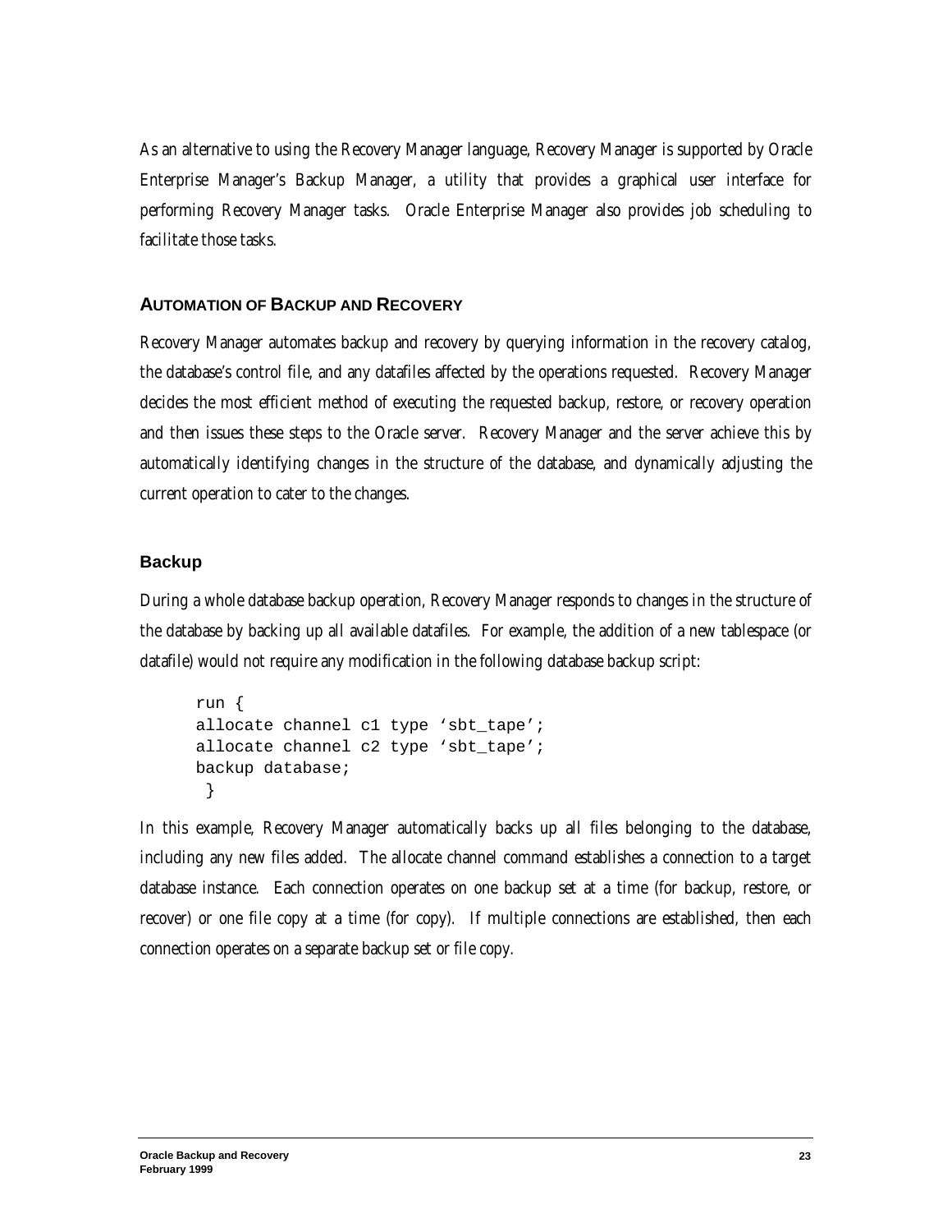As an alternative to using the Recovery Manager language, Recovery Manager is supported by Oracle Enterprise Manager's Backup Manager, a utility that provides a graphical user interface for performing Recovery Manager tasks. Oracle Enterprise Manager also provides job scheduling to facilitate those tasks.

## AUTOMATION OF BACKUP AND RECOVERY

Recovery Manager automates backup and recovery by querying information in the recovery catalog, the database's control file, and any datafiles affected by the operations requested. Recovery Manager decides the most efficient method of executing the requested backup, restore, or recovery operation and then issues these steps to the Oracle server. Recovery Manager and the server achieve this by automatically identifying changes in the structure of the database, and dynamically adjusting the current operation to cater to the changes.

### Backup

During a whole database backup operation, Recovery Manager responds to changes in the structure of the database by backing up all available datafiles. For example, the addition of a new tablespace (or datafile) would not require any modification in the following database backup script:

```
run {
allocate channel c1 type 'sbt_tape';
allocate channel c2 type 'sbt_tape';
backup database;
 }
```

In this example, Recovery Manager automatically backs up all files belonging to the database, including any new files added. The allocate channel command establishes a connection to a target database instance. Each connection operates on one backup set at a time (for backup, restore, or recover) or one file copy at a time (for copy). If multiple connections are established, then each connection operates on a separate backup set or file copy.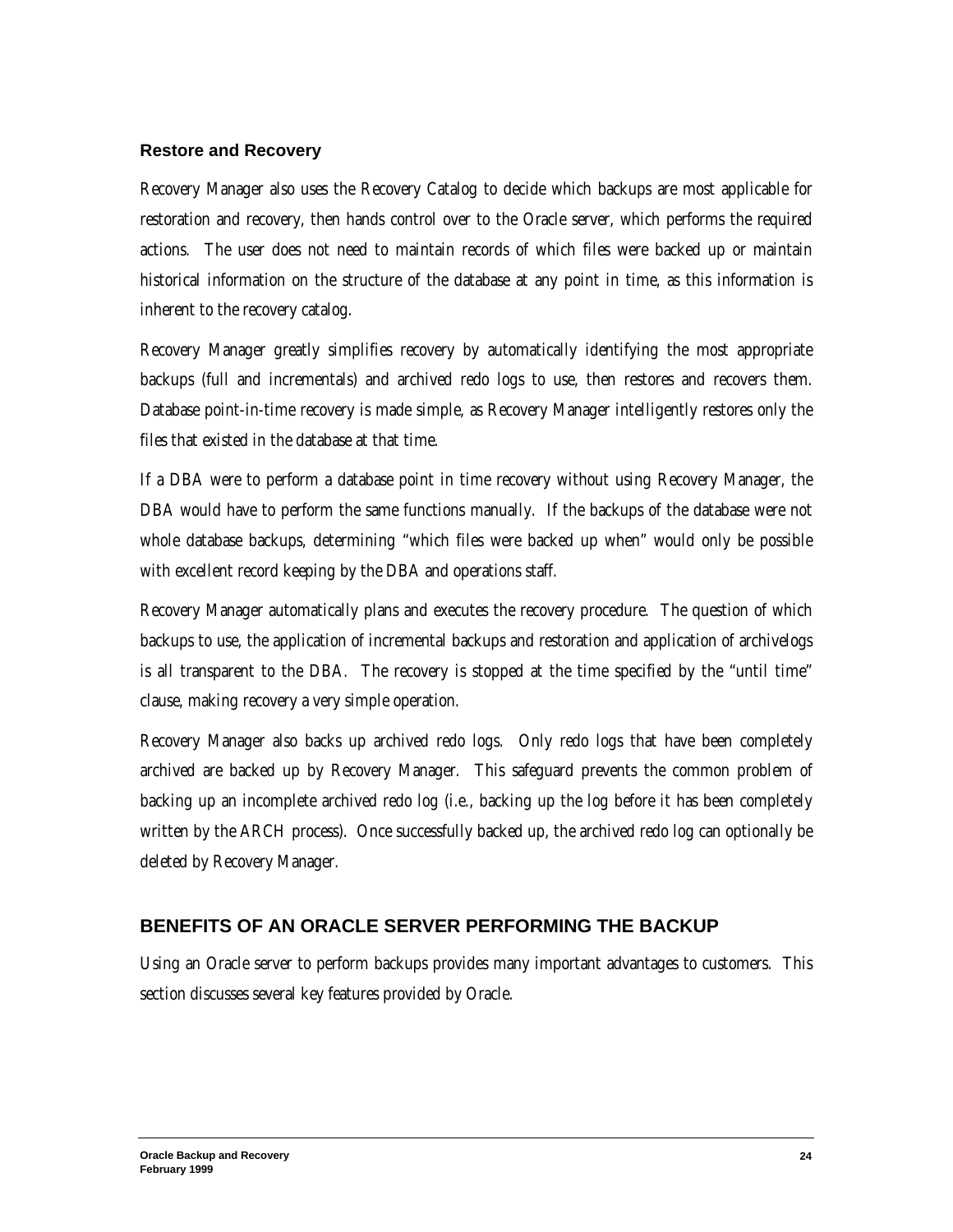### Restore and Recovery

Recovery Manager also uses the Recovery Catalog to decide which backups are most applicable for restoration and recovery, then hands control over to the Oracle server, which performs the required actions. The user does not need to maintain records of which files were backed up or maintain historical information on the structure of the database at any point in time, as this information is inherent to the recovery catalog.

Recovery Manager greatly simplifies recovery by automatically identifying the most appropriate backups (full and incrementals) and archived redo logs to use, then restores and recovers them. Database point-in-time recovery is made simple, as Recovery Manager intelligently restores only the files that existed in the database at that time.

If a DBA were to perform a database point in time recovery without using Recovery Manager, the DBA would have to perform the same functions manually. If the backups of the database were not whole database backups, determining "which files were backed up when" would only be possible with excellent record keeping by the DBA and operations staff.

Recovery Manager automatically plans and executes the recovery procedure. The question of which backups to use, the application of incremental backups and restoration and application of archivelogs is all transparent to the DBA. The recovery is stopped at the time specified by the "until time" clause, making recovery a very simple operation.

Recovery Manager also backs up archived redo logs. Only redo logs that have been completely archived are backed up by Recovery Manager. This safeguard prevents the common problem of backing up an incomplete archived redo log (i.e., backing up the log before it has been completely written by the ARCH process). Once successfully backed up, the archived redo log can optionally be deleted by Recovery Manager.

## BENEFITS OF AN ORACLE SERVER PERFORMING THE BACKUP

Using an Oracle server to perform backups provides many important advantages to customers. This section discusses several key features provided by Oracle.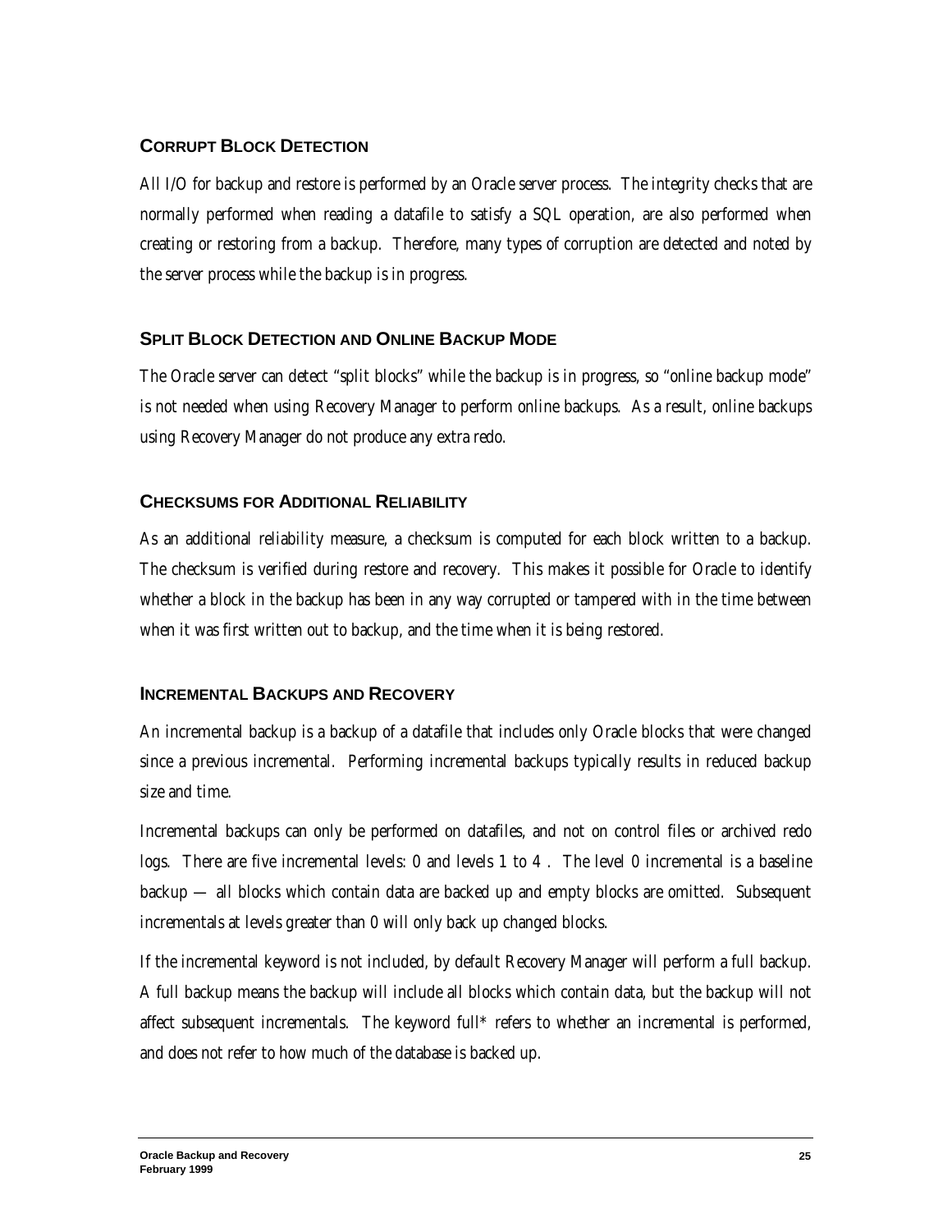## Corrupt Block Detection

All I/O for backup and restore is performed by an Oracle server process. The integrity checks that are normally performed when reading a datafile to satisfy a SQL operation, are also performed when creating or restoring from a backup. Therefore, many types of corruption are detected and noted by the server process while the backup is in progress.

## Split Block Detection and Online Backup Mode

The Oracle server can detect "split blocks" while the backup is in progress, so "online backup mode" is not needed when using Recovery Manager to perform online backups. As a result, online backups using Recovery Manager do not produce any extra redo.

## Checksums for Additional Reliability

As an additional reliability measure, a checksum is computed for each block written to a backup. The checksum is verified during restore and recovery. This makes it possible for Oracle to identify whether a block in the backup has been in any way corrupted or tampered with in the time between when it was first written out to backup, and the time when it is being restored.

## Incremental Backups and Recovery

An incremental backup is a backup of a datafile that includes only Oracle blocks that were changed since a previous incremental. Performing incremental backups typically results in reduced backup size and time.

Incremental backups can only be performed on datafiles, and not on control files or archived redo logs. There are five incremental levels: 0 and levels 1 to 4 . The level 0 incremental is a baseline backup — all blocks which contain data are backed up and empty blocks are omitted. Subsequent incrementals at levels greater than 0 will only back up changed blocks.

If the incremental keyword is not included, by default Recovery Manager will perform a full backup. A full backup means the backup will include all blocks which contain data, but the backup will not affect subsequent incrementals. The keyword full* refers to whether an incremental is performed, and does not refer to how much of the database is backed up.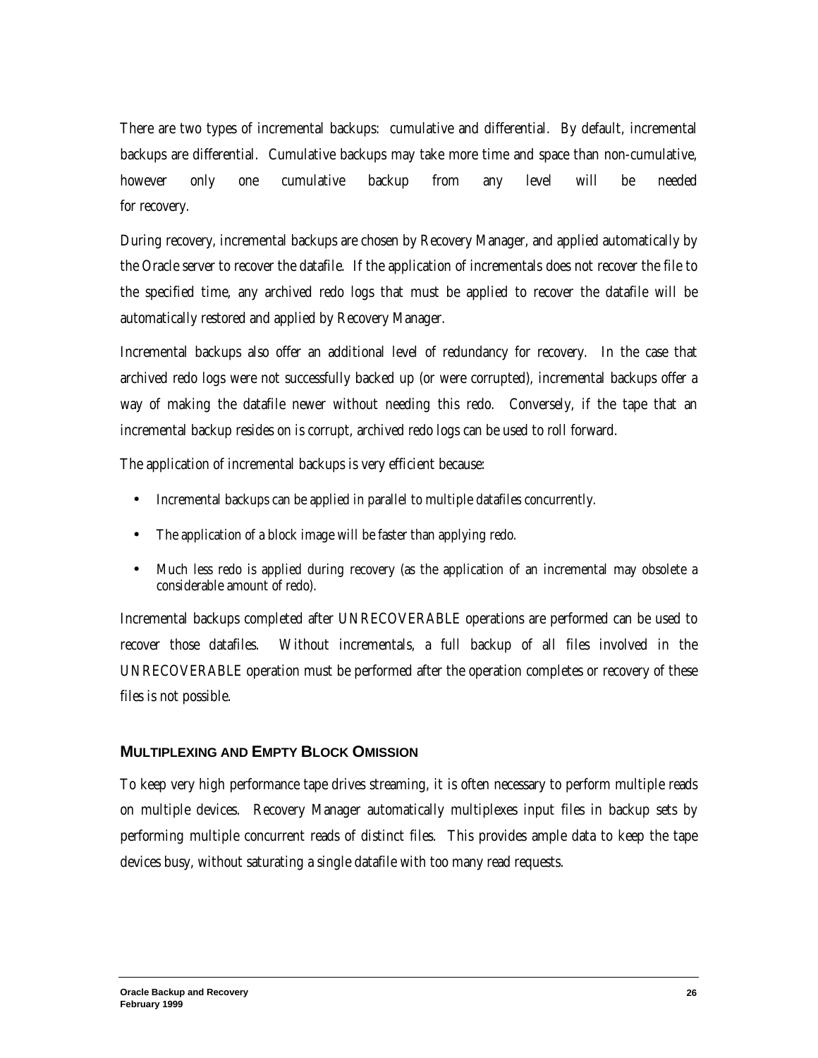There are two types of incremental backups: cumulative and differential. By default, incremental backups are differential. Cumulative backups may take more time and space than non-cumulative, however only one cumulative backup from any level will be needed for recovery.

During recovery, incremental backups are chosen by Recovery Manager, and applied automatically by the Oracle server to recover the datafile. If the application of incrementals does not recover the file to the specified time, any archived redo logs that must be applied to recover the datafile will be automatically restored and applied by Recovery Manager.

Incremental backups also offer an additional level of redundancy for recovery. In the case that archived redo logs were not successfully backed up (or were corrupted), incremental backups offer a way of making the datafile newer without needing this redo. Conversely, if the tape that an incremental backup resides on is corrupt, archived redo logs can be used to roll forward.

The application of incremental backups is very efficient because:

- Incremental backups can be applied in parallel to multiple datafiles concurrently.
- The application of a block image will be faster than applying redo.
- Much less redo is applied during recovery (as the application of an incremental may obsolete a considerable amount of redo).

Incremental backups completed after UNRECOVERABLE operations are performed can be used to recover those datafiles. Without incrementals, a full backup of all files involved in the UNRECOVERABLE operation must be performed after the operation completes or recovery of these files is not possible.

### MULTIPLEXING AND EMPTY BLOCK OMISSION

To keep very high performance tape drives streaming, it is often necessary to perform multiple reads on multiple devices. Recovery Manager automatically multiplexes input files in backup sets by performing multiple concurrent reads of distinct files. This provides ample data to keep the tape devices busy, without saturating a single datafile with too many read requests.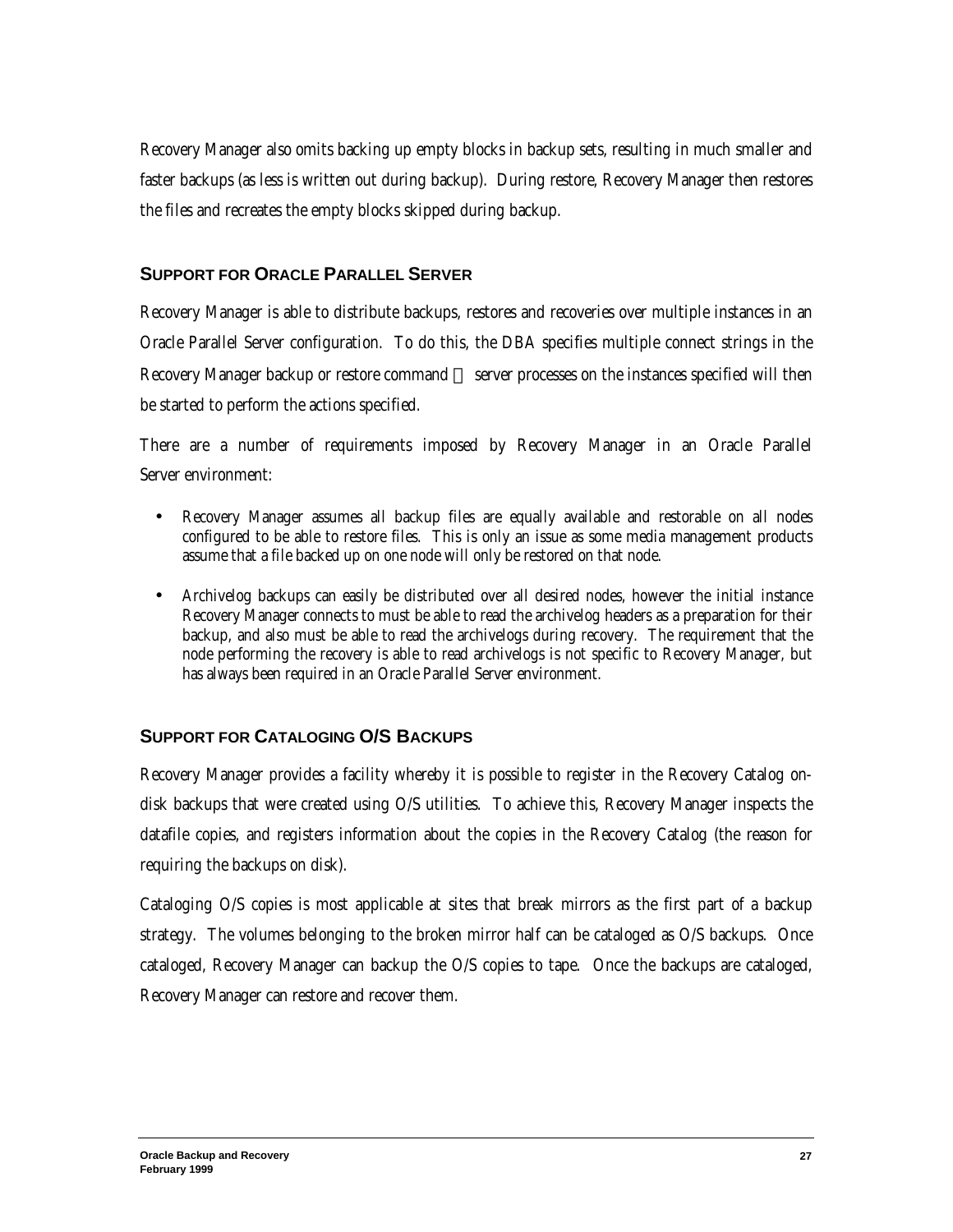Recovery Manager also omits backing up empty blocks in backup sets, resulting in much smaller and faster backups (as less is written out during backup). During restore, Recovery Manager then restores the files and recreates the empty blocks skipped during backup.

## SUPPORT FOR ORACLE PARALLEL SERVER

Recovery Manager is able to distribute backups, restores and recoveries over multiple instances in an Oracle Parallel Server configuration. To do this, the DBA specifies multiple connect strings in the Recovery Manager backup or restore command  server processes on the instances specified will then be started to perform the actions specified.

There are a number of requirements imposed by Recovery Manager in an Oracle Parallel Server environment:

- Recovery Manager assumes all backup files are equally available and restorable on all nodes configured to be able to restore files. This is only an issue as some media management products assume that a file backed up on one node will only be restored on that node.
- Archivelog backups can easily be distributed over all desired nodes, however the initial instance Recovery Manager connects to must be able to read the archivelog headers as a preparation for their backup, and also must be able to read the archivelogs during recovery. The requirement that the node performing the recovery is able to read archivelogs is not specific to Recovery Manager, but has always been required in an Oracle Parallel Server environment.

## SUPPORT FOR CATALOGING O/S BACKUPS

Recovery Manager provides a facility whereby it is possible to register in the Recovery Catalog on-disk backups that were created using O/S utilities. To achieve this, Recovery Manager inspects the datafile copies, and registers information about the copies in the Recovery Catalog (the reason for requiring the backups on disk).

Cataloging O/S copies is most applicable at sites that break mirrors as the first part of a backup strategy. The volumes belonging to the broken mirror half can be cataloged as O/S backups. Once cataloged, Recovery Manager can backup the O/S copies to tape. Once the backups are cataloged, Recovery Manager can restore and recover them.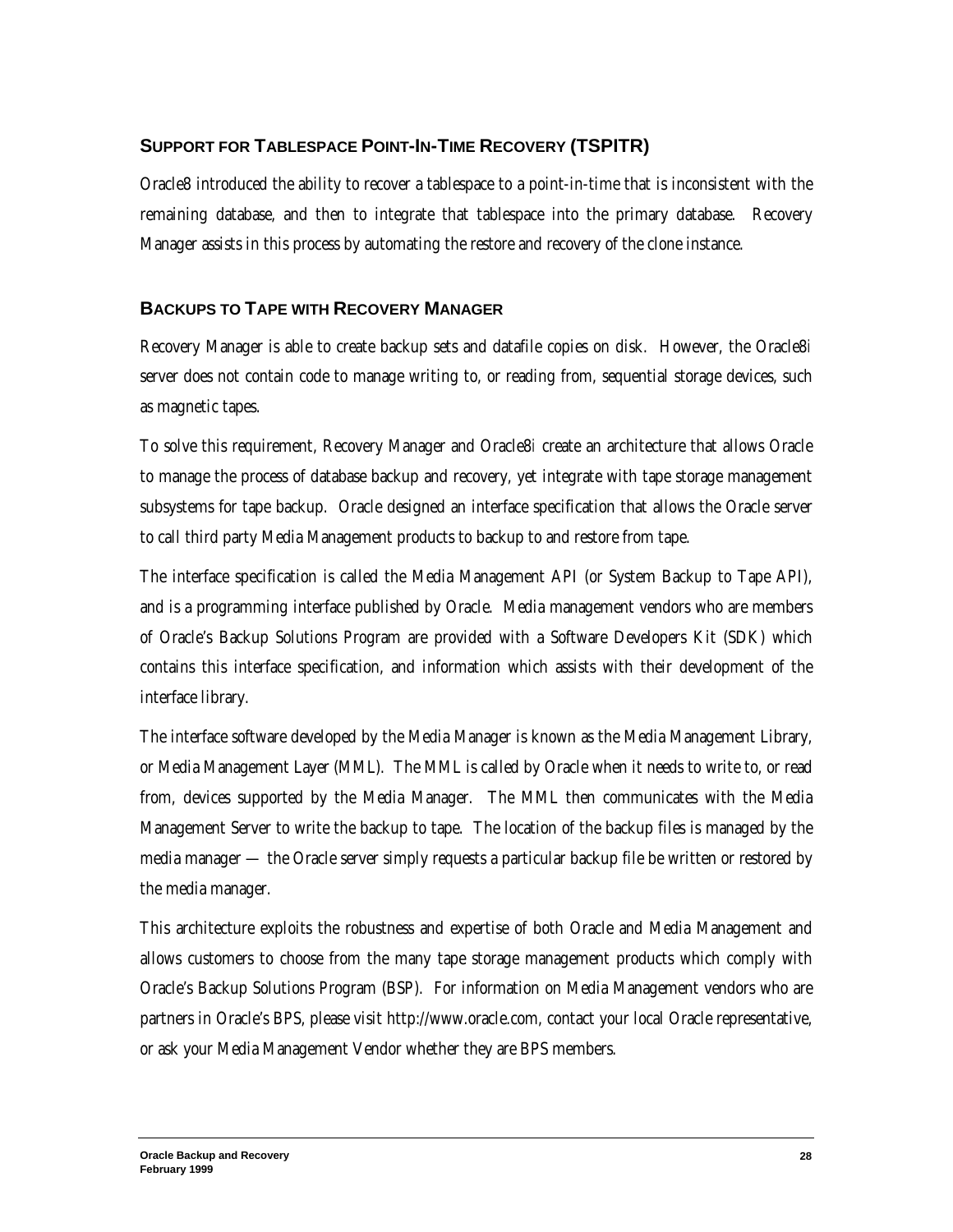## SUPPORT FOR TABLESPACE POINT-IN-TIME RECOVERY (TSPITR)

Oracle8 introduced the ability to recover a tablespace to a point-in-time that is inconsistent with the remaining database, and then to integrate that tablespace into the primary database. Recovery Manager assists in this process by automating the restore and recovery of the clone instance.

## BACKUPS TO TAPE WITH RECOVERY MANAGER

Recovery Manager is able to create backup sets and datafile copies on disk. However, the Oracle8*i* server does not contain code to manage writing to, or reading from, sequential storage devices, such as magnetic tapes.

To solve this requirement, Recovery Manager and Oracle8*i* create an architecture that allows Oracle to manage the process of database backup and recovery, yet integrate with tape storage management subsystems for tape backup. Oracle designed an interface specification that allows the Oracle server to call third party Media Management products to backup to and restore from tape.

The interface specification is called the Media Management API (or System Backup to Tape API), and is a programming interface published by Oracle. Media management vendors who are members of Oracle's Backup Solutions Program are provided with a Software Developers Kit (SDK) which contains this interface specification, and information which assists with their development of the interface library.

The interface software developed by the Media Manager is known as the Media Management Library, or Media Management Layer (MML). The MML is called by Oracle when it needs to write to, or read from, devices supported by the Media Manager. The MML then communicates with the Media Management Server to write the backup to tape. The location of the backup files is managed by the media manager — the Oracle server simply requests a particular backup file be written or restored by the media manager.

This architecture exploits the robustness and expertise of both Oracle and Media Management and allows customers to choose from the many tape storage management products which comply with Oracle's Backup Solutions Program (BSP). For information on Media Management vendors who are partners in Oracle's BPS, please visit http://www.oracle.com, contact your local Oracle representative, or ask your Media Management Vendor whether they are BPS members.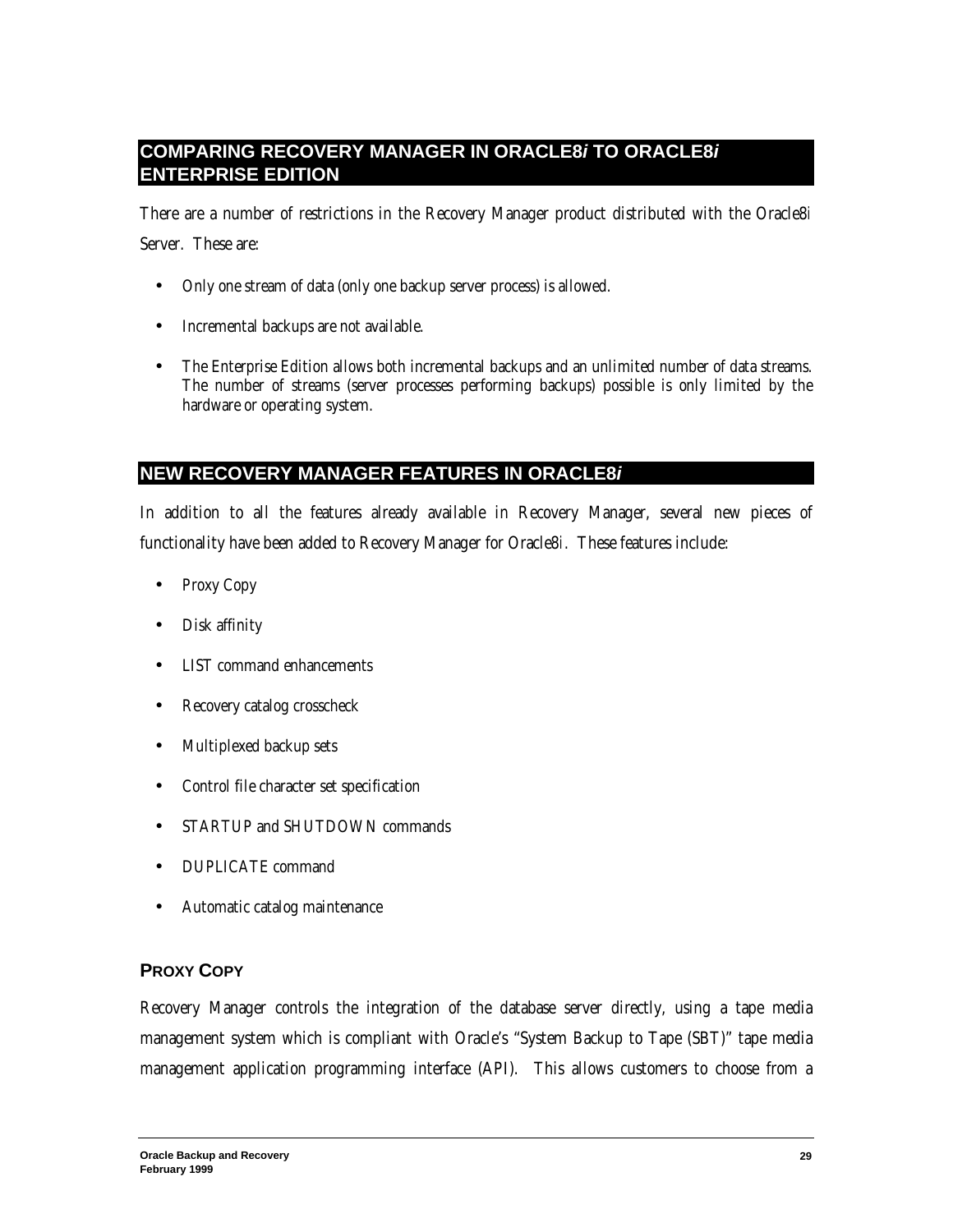## COMPARING RECOVERY MANAGER IN ORACLE8*i* TO ORACLE8*i* ENTERPRISE EDITION

There are a number of restrictions in the Recovery Manager product distributed with the Oracle8*i* Server. These are:

- Only one stream of data (only one backup server process) is allowed.
- Incremental backups are not available.
- The Enterprise Edition allows both incremental backups and an unlimited number of data streams. The number of streams (server processes performing backups) possible is only limited by the hardware or operating system.

## NEW RECOVERY MANAGER FEATURES IN ORACLE8*i*

In addition to all the features already available in Recovery Manager, several new pieces of functionality have been added to Recovery Manager for Oracle8*i*. These features include:

- Proxy Copy
- Disk affinity
- LIST command enhancements
- Recovery catalog crosscheck
- Multiplexed backup sets
- Control file character set specification
- STARTUP and SHUTDOWN commands
- DUPLICATE command
- Automatic catalog maintenance

### PROXY COPY

Recovery Manager controls the integration of the database server directly, using a tape media management system which is compliant with Oracle's "System Backup to Tape (SBT)" tape media management application programming interface (API). This allows customers to choose from a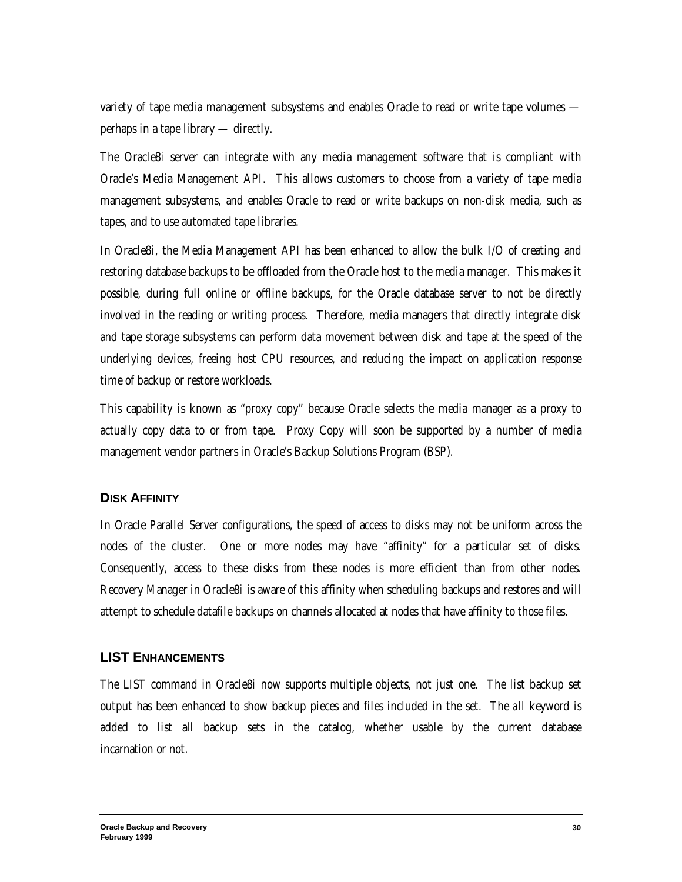variety of tape media management subsystems and enables Oracle to read or write tape volumes — perhaps in a tape library — directly.

The Oracle8*i* server can integrate with any media management software that is compliant with Oracle's Media Management API. This allows customers to choose from a variety of tape media management subsystems, and enables Oracle to read or write backups on non-disk media, such as tapes, and to use automated tape libraries.

In Oracle8*i*, the Media Management API has been enhanced to allow the bulk I/O of creating and restoring database backups to be offloaded from the Oracle host to the media manager. This makes it possible, during full online or offline backups, for the Oracle database server to not be directly involved in the reading or writing process. Therefore, media managers that directly integrate disk and tape storage subsystems can perform data movement between disk and tape at the speed of the underlying devices, freeing host CPU resources, and reducing the impact on application response time of backup or restore workloads.

This capability is known as "proxy copy" because Oracle selects the media manager as a proxy to actually copy data to or from tape. Proxy Copy will soon be supported by a number of media management vendor partners in Oracle's Backup Solutions Program (BSP).

## Disk Affinity

In Oracle Parallel Server configurations, the speed of access to disks may not be uniform across the nodes of the cluster. One or more nodes may have "affinity" for a particular set of disks. Consequently, access to these disks from these nodes is more efficient than from other nodes. Recovery Manager in Oracle8*i* is aware of this affinity when scheduling backups and restores and will attempt to schedule datafile backups on channels allocated at nodes that have affinity to those files.

## LIST Enhancements

The LIST command in Oracle8*i* now supports multiple objects, not just one. The list backup set output has been enhanced to show backup pieces and files included in the set. The *all* keyword is added to list all backup sets in the catalog, whether usable by the current database incarnation or not.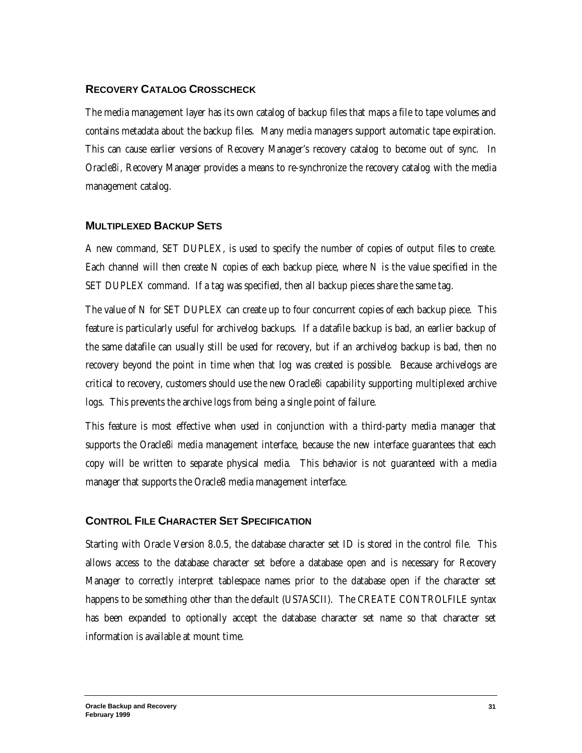### Recovery Catalog Crosscheck

The media management layer has its own catalog of backup files that maps a file to tape volumes and contains metadata about the backup files. Many media managers support automatic tape expiration. This can cause earlier versions of Recovery Manager's recovery catalog to become out of sync. In Oracle8*i*, Recovery Manager provides a means to re-synchronize the recovery catalog with the media management catalog.

### Multiplexed Backup Sets

A new command, SET DUPLEX, is used to specify the number of copies of output files to create. Each channel will then create N copies of each backup piece, where N is the value specified in the SET DUPLEX command. If a tag was specified, then all backup pieces share the same tag.

The value of N for SET DUPLEX can create up to four concurrent copies of each backup piece. This feature is particularly useful for archivelog backups. If a datafile backup is bad, an earlier backup of the same datafile can usually still be used for recovery, but if an archivelog backup is bad, then no recovery beyond the point in time when that log was created is possible. Because archivelogs are critical to recovery, customers should use the new Oracle8*i* capability supporting multiplexed archive logs. This prevents the archive logs from being a single point of failure.

This feature is most effective when used in conjunction with a third-party media manager that supports the Oracle8*i* media management interface, because the new interface guarantees that each copy will be written to separate physical media. This behavior is not guaranteed with a media manager that supports the Oracle8 media management interface.

### Control File Character Set Specification

Starting with Oracle Version 8.0.5, the database character set ID is stored in the control file. This allows access to the database character set before a database open and is necessary for Recovery Manager to correctly interpret tablespace names prior to the database open if the character set happens to be something other than the default (US7ASCII). The CREATE CONTROLFILE syntax has been expanded to optionally accept the database character set name so that character set information is available at mount time.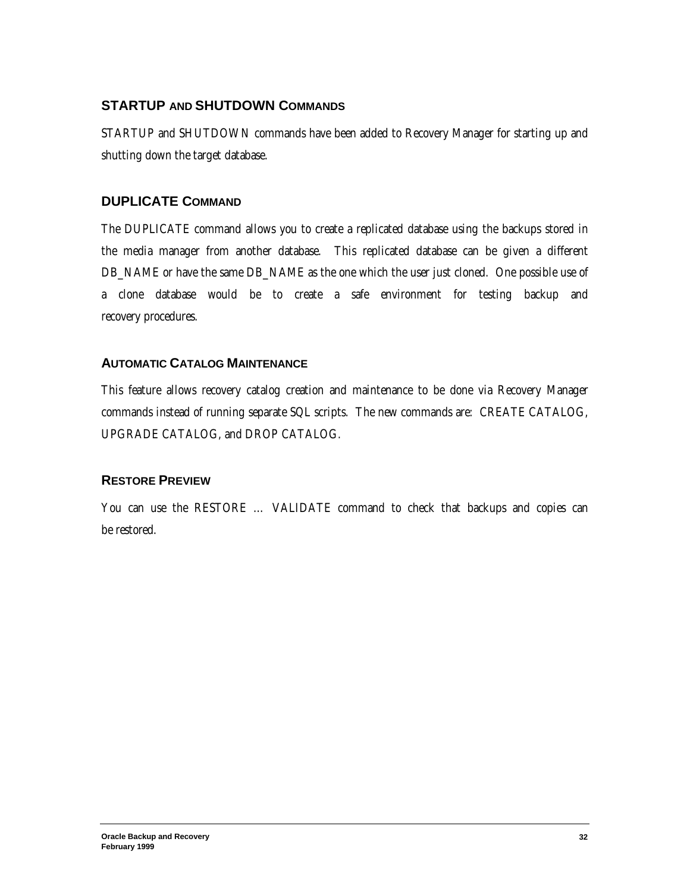## STARTUP AND SHUTDOWN COMMANDS

*STARTUP* and *SHUTDOWN* commands have been added to Recovery Manager for starting up and shutting down the target database.

## DUPLICATE COMMAND

The *DUPLICATE* command allows you to create a replicated database using the backups stored in the media manager from another database. This replicated database can be given a different *DB_NAME* or have the same *DB_NAME* as the one which the user just cloned. One possible use of a clone database would be to create a safe environment for testing backup and recovery procedures.

### AUTOMATIC CATALOG MAINTENANCE

This feature allows recovery catalog creation and maintenance to be done via Recovery Manager commands instead of running separate SQL scripts. The new commands are: *CREATE CATALOG*, *UPGRADE CATALOG*, and *DROP CATALOG*.

### RESTORE PREVIEW

You can use the *RESTORE … VALIDATE* command to check that backups and copies can be restored.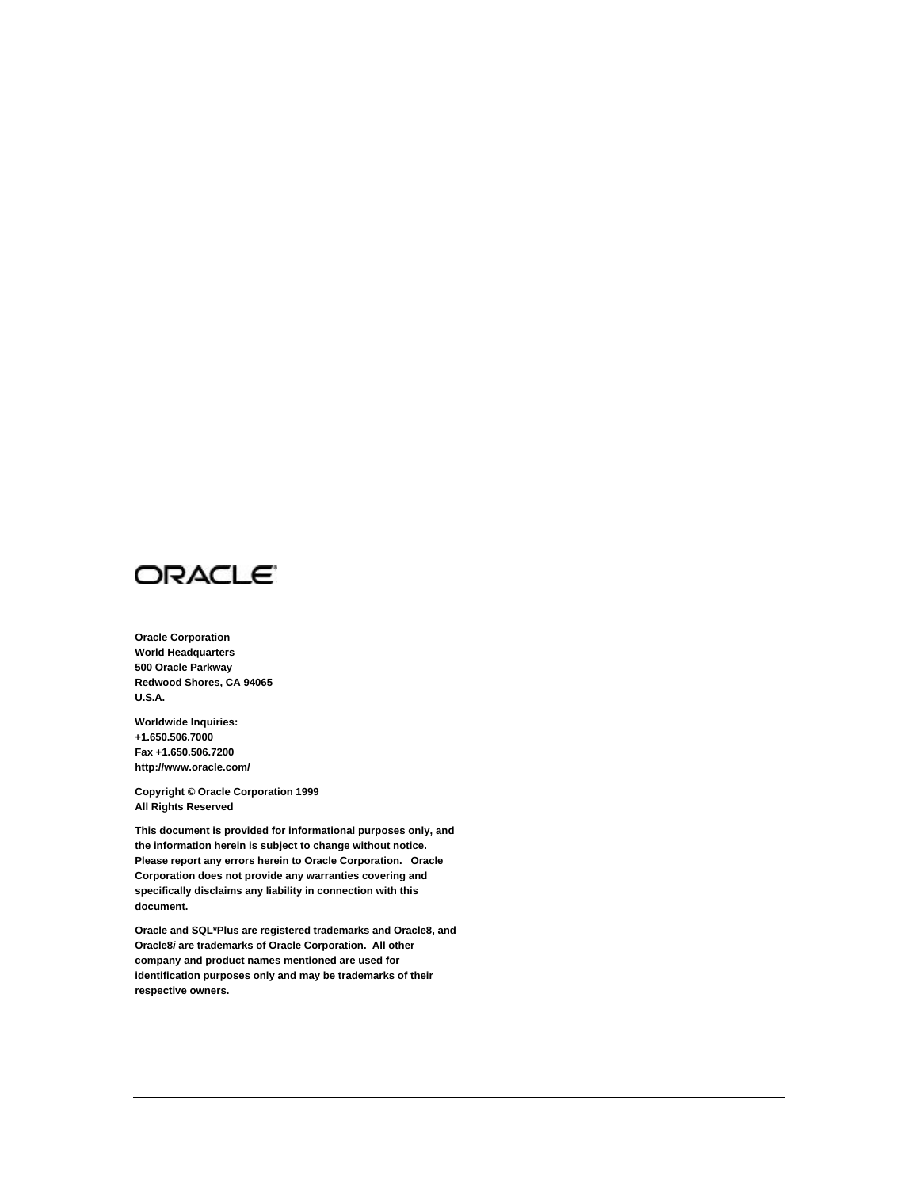ORACLE

**Oracle Corporation**
**World Headquarters**
**500 Oracle Parkway**
**Redwood Shores, CA 94065**
**U.S.A.**

**Worldwide Inquiries:**
**+1.650.506.7000**
**Fax +1.650.506.7200**
**http://www.oracle.com/**

**Copyright © Oracle Corporation 1999**
**All Rights Reserved**

**This document is provided for informational purposes only, and the information herein is subject to change without notice. Please report any errors herein to Oracle Corporation. Oracle Corporation does not provide any warranties covering and specifically disclaims any liability in connection with this document.**

**Oracle and SQL*Plus are registered trademarks and Oracle8, and Oracle8*i* are trademarks of Oracle Corporation. All other company and product names mentioned are used for identification purposes only and may be trademarks of their respective owners.**